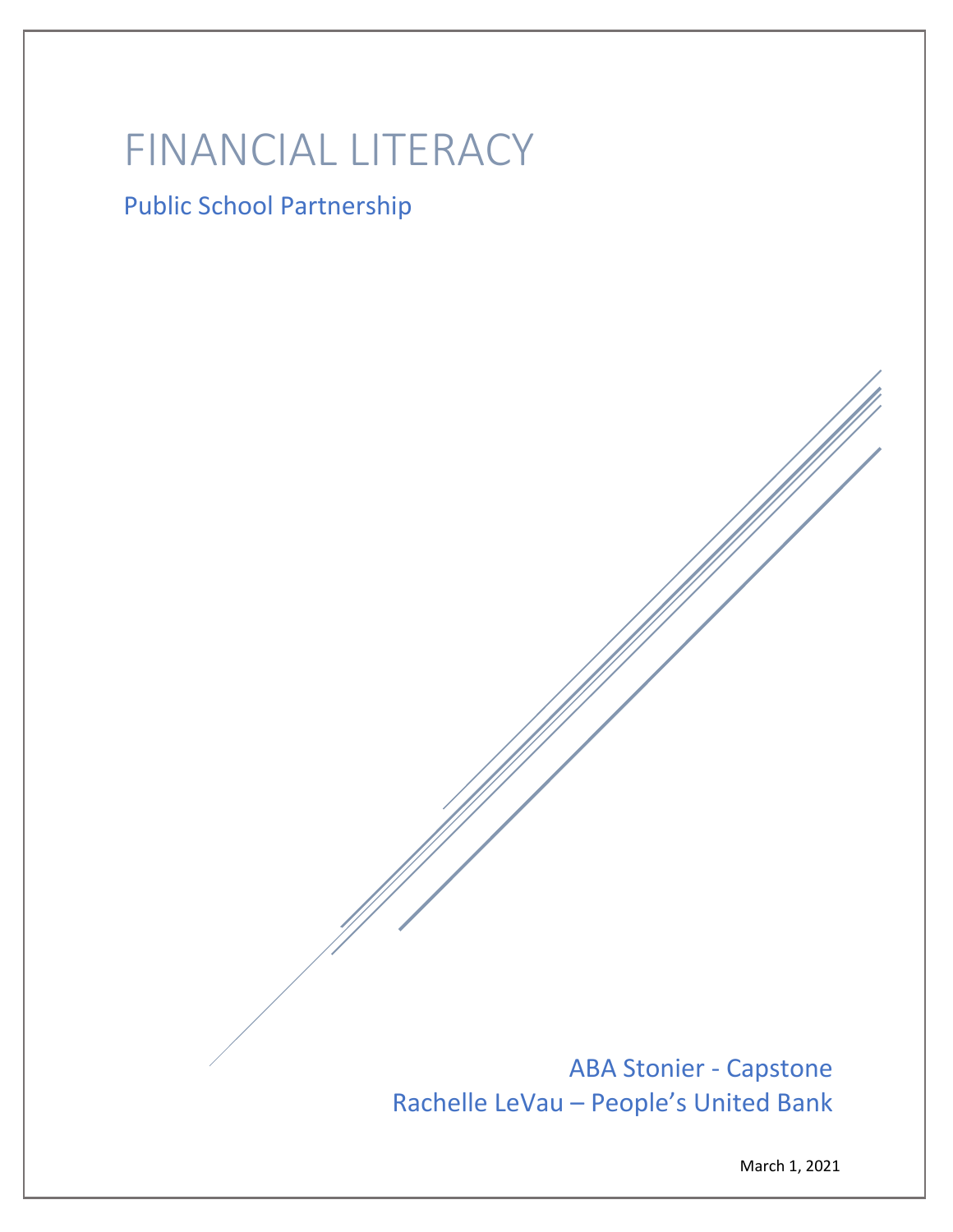# FINANCIAL LITERACY

## Public School Partnership

ABA Stonier - Capstone
Rachelle LeVau – People's United Bank

March 1, 2021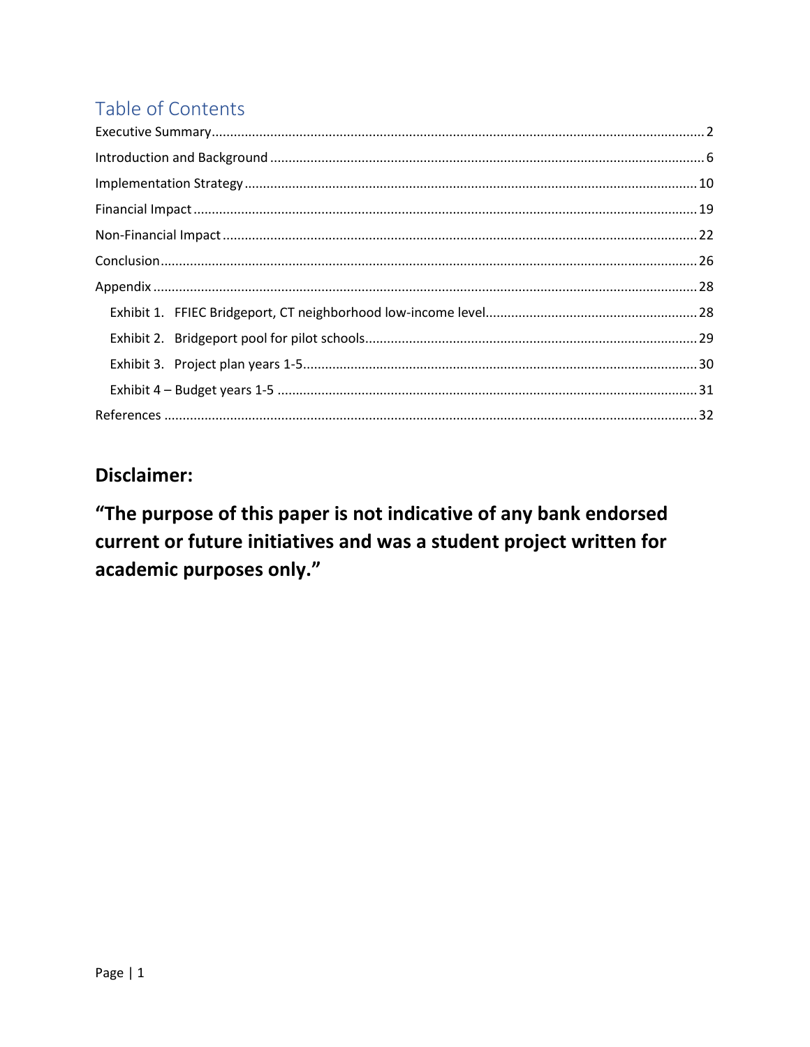## Table of Contents

Executive Summary ..... 2

Introduction and Background ..... 6

Implementation Strategy ..... 10

Financial Impact ..... 19

Non-Financial Impact ..... 22

Conclusion ..... 26

Appendix ..... 28

- Exhibit 1. FFIEC Bridgeport, CT neighborhood low-income level ..... 28
- Exhibit 2. Bridgeport pool for pilot schools ..... 29
- Exhibit 3. Project plan years 1-5 ..... 30
- Exhibit 4 – Budget years 1-5 ..... 31

References ..... 32

## Disclaimer:

## "The purpose of this paper is not indicative of any bank endorsed current or future initiatives and was a student project written for academic purposes only."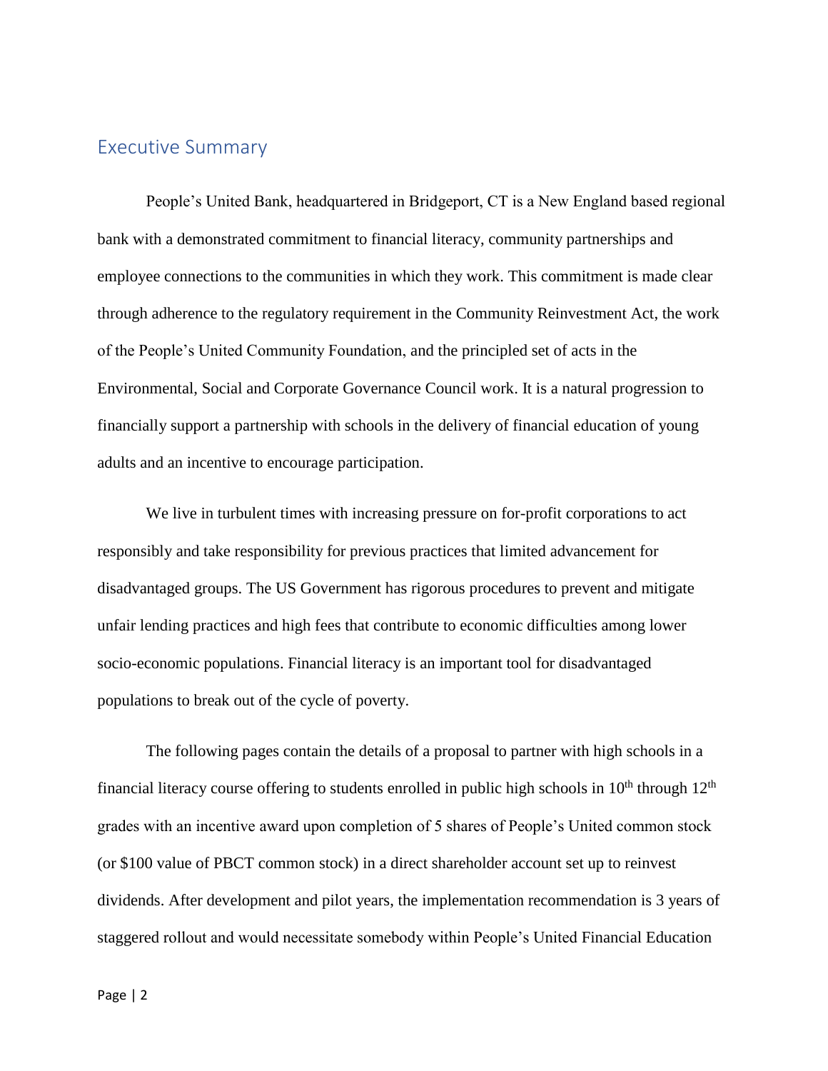## Executive Summary

People's United Bank, headquartered in Bridgeport, CT is a New England based regional bank with a demonstrated commitment to financial literacy, community partnerships and employee connections to the communities in which they work. This commitment is made clear through adherence to the regulatory requirement in the Community Reinvestment Act, the work of the People's United Community Foundation, and the principled set of acts in the Environmental, Social and Corporate Governance Council work. It is a natural progression to financially support a partnership with schools in the delivery of financial education of young adults and an incentive to encourage participation.

We live in turbulent times with increasing pressure on for-profit corporations to act responsibly and take responsibility for previous practices that limited advancement for disadvantaged groups. The US Government has rigorous procedures to prevent and mitigate unfair lending practices and high fees that contribute to economic difficulties among lower socio-economic populations. Financial literacy is an important tool for disadvantaged populations to break out of the cycle of poverty.

The following pages contain the details of a proposal to partner with high schools in a financial literacy course offering to students enrolled in public high schools in 10th through 12th grades with an incentive award upon completion of 5 shares of People's United common stock (or $100 value of PBCT common stock) in a direct shareholder account set up to reinvest dividends. After development and pilot years, the implementation recommendation is 3 years of staggered rollout and would necessitate somebody within People's United Financial Education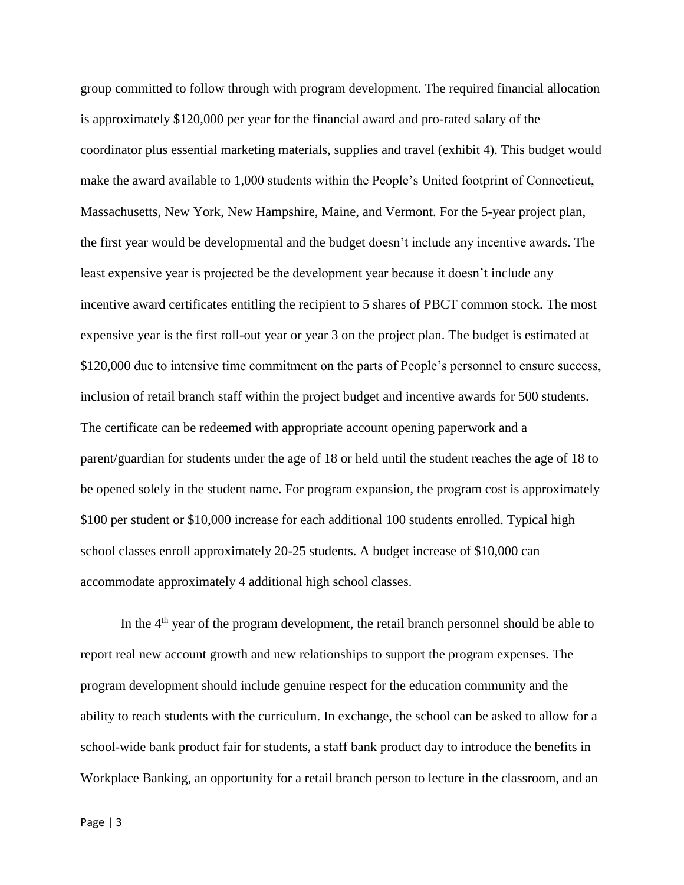group committed to follow through with program development. The required financial allocation is approximately $120,000 per year for the financial award and pro-rated salary of the coordinator plus essential marketing materials, supplies and travel (exhibit 4). This budget would make the award available to 1,000 students within the People's United footprint of Connecticut, Massachusetts, New York, New Hampshire, Maine, and Vermont. For the 5-year project plan, the first year would be developmental and the budget doesn't include any incentive awards. The least expensive year is projected be the development year because it doesn't include any incentive award certificates entitling the recipient to 5 shares of PBCT common stock. The most expensive year is the first roll-out year or year 3 on the project plan. The budget is estimated at $120,000 due to intensive time commitment on the parts of People's personnel to ensure success, inclusion of retail branch staff within the project budget and incentive awards for 500 students. The certificate can be redeemed with appropriate account opening paperwork and a parent/guardian for students under the age of 18 or held until the student reaches the age of 18 to be opened solely in the student name. For program expansion, the program cost is approximately $100 per student or $10,000 increase for each additional 100 students enrolled. Typical high school classes enroll approximately 20-25 students. A budget increase of $10,000 can accommodate approximately 4 additional high school classes.

In the 4th year of the program development, the retail branch personnel should be able to report real new account growth and new relationships to support the program expenses. The program development should include genuine respect for the education community and the ability to reach students with the curriculum. In exchange, the school can be asked to allow for a school-wide bank product fair for students, a staff bank product day to introduce the benefits in Workplace Banking, an opportunity for a retail branch person to lecture in the classroom, and an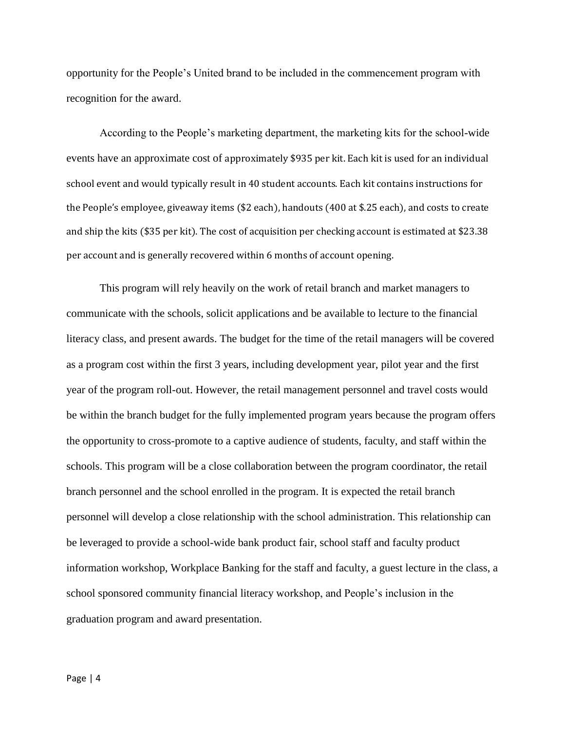opportunity for the People's United brand to be included in the commencement program with recognition for the award.

According to the People's marketing department, the marketing kits for the school-wide events have an approximate cost of approximately $935 per kit. Each kit is used for an individual school event and would typically result in 40 student accounts. Each kit contains instructions for the People's employee, giveaway items ($2 each), handouts (400 at $.25 each), and costs to create and ship the kits ($35 per kit). The cost of acquisition per checking account is estimated at $23.38 per account and is generally recovered within 6 months of account opening.

This program will rely heavily on the work of retail branch and market managers to communicate with the schools, solicit applications and be available to lecture to the financial literacy class, and present awards. The budget for the time of the retail managers will be covered as a program cost within the first 3 years, including development year, pilot year and the first year of the program roll-out. However, the retail management personnel and travel costs would be within the branch budget for the fully implemented program years because the program offers the opportunity to cross-promote to a captive audience of students, faculty, and staff within the schools. This program will be a close collaboration between the program coordinator, the retail branch personnel and the school enrolled in the program. It is expected the retail branch personnel will develop a close relationship with the school administration. This relationship can be leveraged to provide a school-wide bank product fair, school staff and faculty product information workshop, Workplace Banking for the staff and faculty, a guest lecture in the class, a school sponsored community financial literacy workshop, and People's inclusion in the graduation program and award presentation.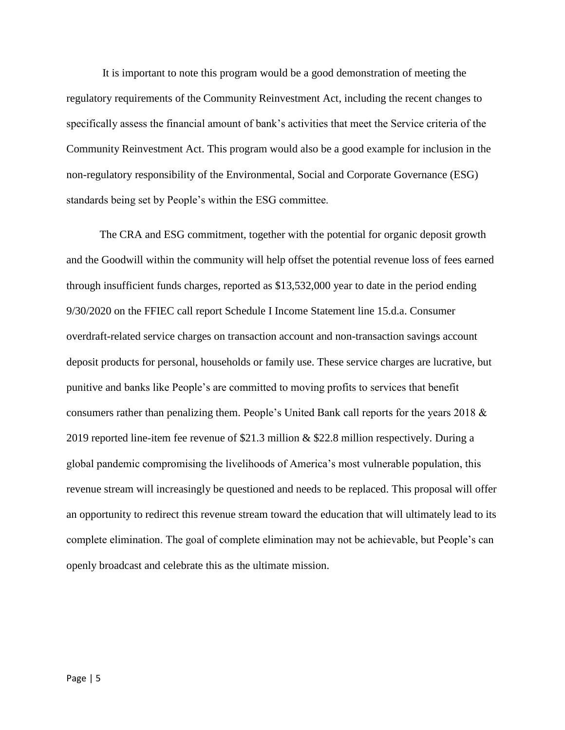It is important to note this program would be a good demonstration of meeting the regulatory requirements of the Community Reinvestment Act, including the recent changes to specifically assess the financial amount of bank's activities that meet the Service criteria of the Community Reinvestment Act. This program would also be a good example for inclusion in the non-regulatory responsibility of the Environmental, Social and Corporate Governance (ESG) standards being set by People's within the ESG committee.

The CRA and ESG commitment, together with the potential for organic deposit growth and the Goodwill within the community will help offset the potential revenue loss of fees earned through insufficient funds charges, reported as $13,532,000 year to date in the period ending 9/30/2020 on the FFIEC call report Schedule I Income Statement line 15.d.a. Consumer overdraft-related service charges on transaction account and non-transaction savings account deposit products for personal, households or family use. These service charges are lucrative, but punitive and banks like People's are committed to moving profits to services that benefit consumers rather than penalizing them. People's United Bank call reports for the years 2018 & 2019 reported line-item fee revenue of $21.3 million & $22.8 million respectively. During a global pandemic compromising the livelihoods of America's most vulnerable population, this revenue stream will increasingly be questioned and needs to be replaced. This proposal will offer an opportunity to redirect this revenue stream toward the education that will ultimately lead to its complete elimination. The goal of complete elimination may not be achievable, but People's can openly broadcast and celebrate this as the ultimate mission.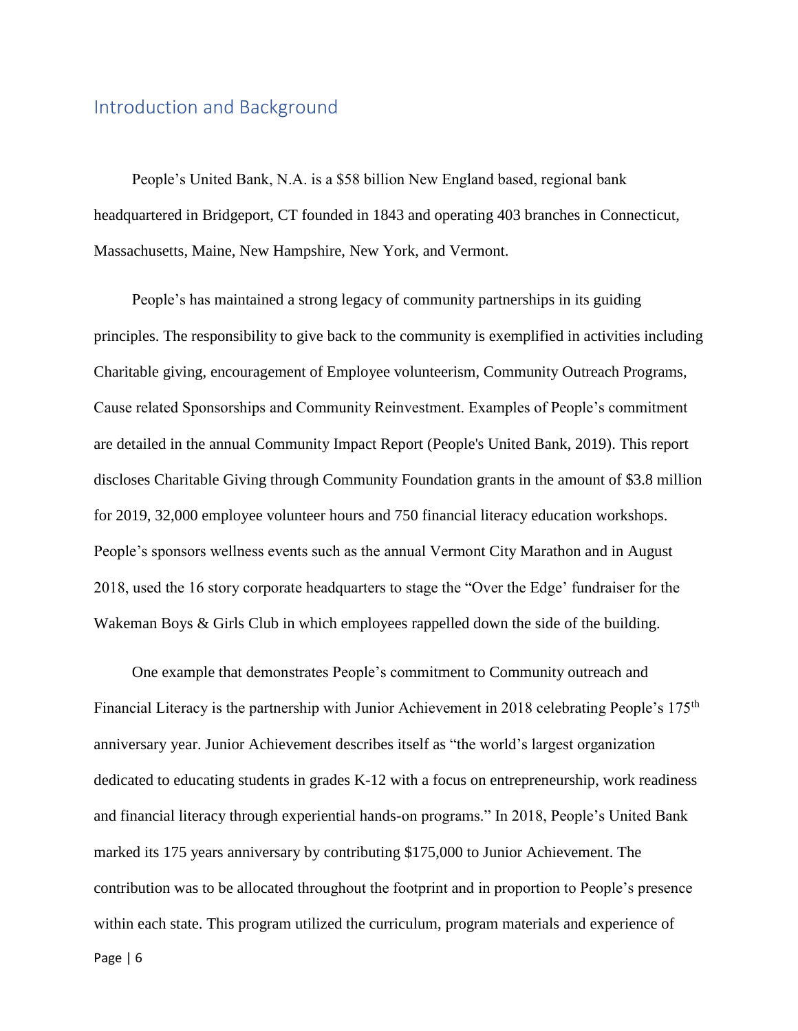## Introduction and Background

People's United Bank, N.A. is a $58 billion New England based, regional bank headquartered in Bridgeport, CT founded in 1843 and operating 403 branches in Connecticut, Massachusetts, Maine, New Hampshire, New York, and Vermont.

People's has maintained a strong legacy of community partnerships in its guiding principles. The responsibility to give back to the community is exemplified in activities including Charitable giving, encouragement of Employee volunteerism, Community Outreach Programs, Cause related Sponsorships and Community Reinvestment. Examples of People's commitment are detailed in the annual Community Impact Report (People's United Bank, 2019). This report discloses Charitable Giving through Community Foundation grants in the amount of $3.8 million for 2019, 32,000 employee volunteer hours and 750 financial literacy education workshops. People's sponsors wellness events such as the annual Vermont City Marathon and in August 2018, used the 16 story corporate headquarters to stage the "Over the Edge' fundraiser for the Wakeman Boys & Girls Club in which employees rappelled down the side of the building.

One example that demonstrates People's commitment to Community outreach and Financial Literacy is the partnership with Junior Achievement in 2018 celebrating People's 175th anniversary year. Junior Achievement describes itself as "the world's largest organization dedicated to educating students in grades K-12 with a focus on entrepreneurship, work readiness and financial literacy through experiential hands-on programs." In 2018, People's United Bank marked its 175 years anniversary by contributing $175,000 to Junior Achievement. The contribution was to be allocated throughout the footprint and in proportion to People's presence within each state. This program utilized the curriculum, program materials and experience of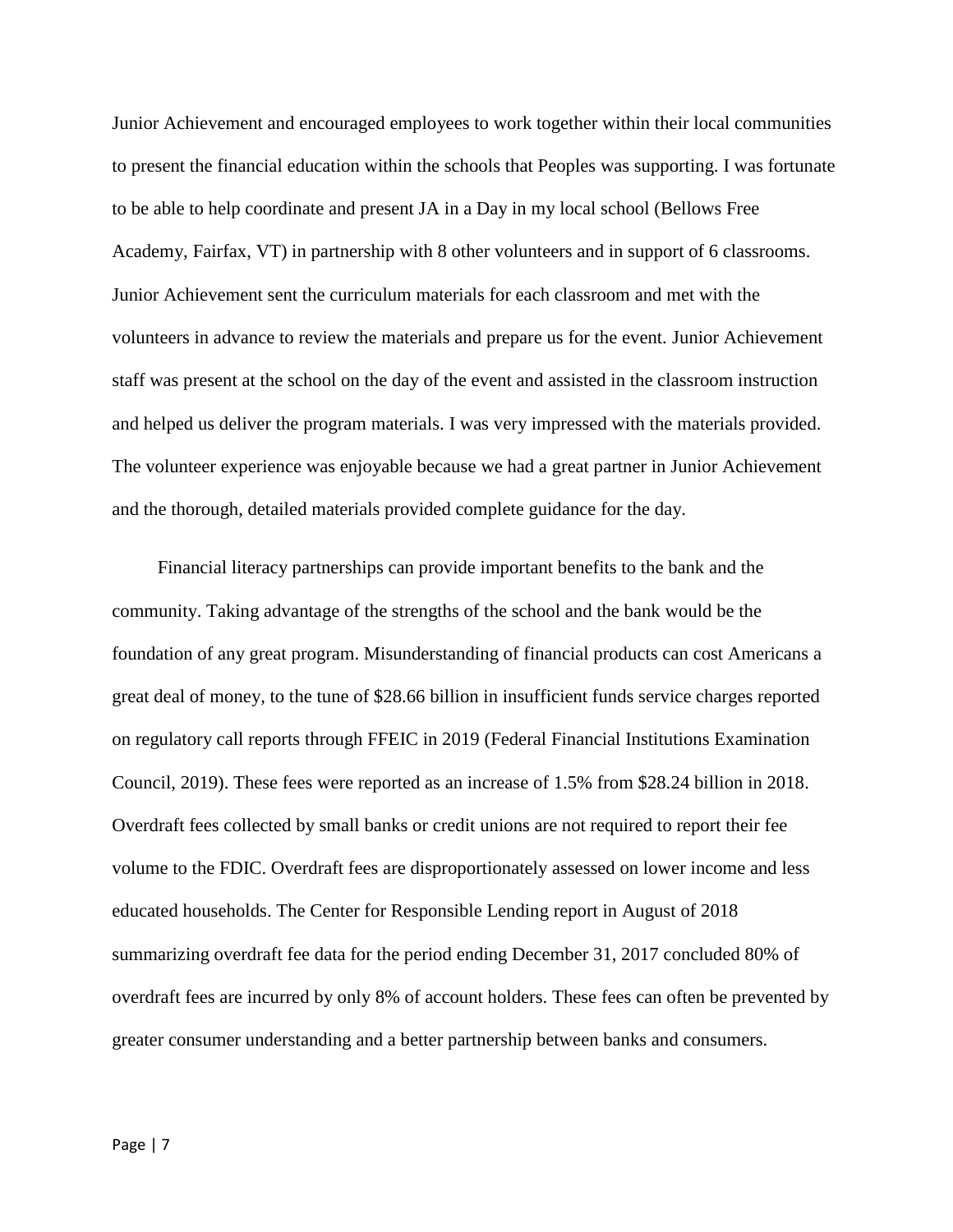Junior Achievement and encouraged employees to work together within their local communities to present the financial education within the schools that Peoples was supporting. I was fortunate to be able to help coordinate and present JA in a Day in my local school (Bellows Free Academy, Fairfax, VT) in partnership with 8 other volunteers and in support of 6 classrooms. Junior Achievement sent the curriculum materials for each classroom and met with the volunteers in advance to review the materials and prepare us for the event. Junior Achievement staff was present at the school on the day of the event and assisted in the classroom instruction and helped us deliver the program materials. I was very impressed with the materials provided. The volunteer experience was enjoyable because we had a great partner in Junior Achievement and the thorough, detailed materials provided complete guidance for the day.

Financial literacy partnerships can provide important benefits to the bank and the community. Taking advantage of the strengths of the school and the bank would be the foundation of any great program. Misunderstanding of financial products can cost Americans a great deal of money, to the tune of $28.66 billion in insufficient funds service charges reported on regulatory call reports through FFEIC in 2019 (Federal Financial Institutions Examination Council, 2019). These fees were reported as an increase of 1.5% from $28.24 billion in 2018. Overdraft fees collected by small banks or credit unions are not required to report their fee volume to the FDIC. Overdraft fees are disproportionately assessed on lower income and less educated households. The Center for Responsible Lending report in August of 2018 summarizing overdraft fee data for the period ending December 31, 2017 concluded 80% of overdraft fees are incurred by only 8% of account holders. These fees can often be prevented by greater consumer understanding and a better partnership between banks and consumers.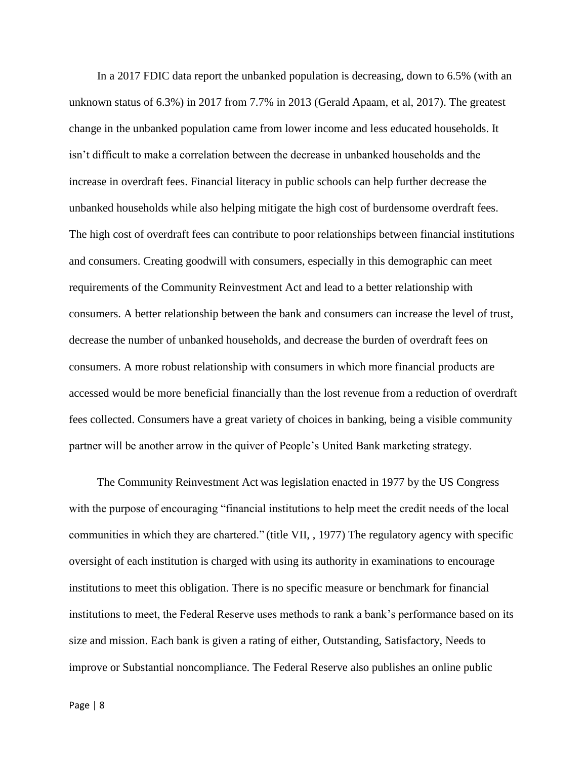In a 2017 FDIC data report the unbanked population is decreasing, down to 6.5% (with an unknown status of 6.3%) in 2017 from 7.7% in 2013 (Gerald Apaam, et al, 2017). The greatest change in the unbanked population came from lower income and less educated households. It isn’t difficult to make a correlation between the decrease in unbanked households and the increase in overdraft fees. Financial literacy in public schools can help further decrease the unbanked households while also helping mitigate the high cost of burdensome overdraft fees. The high cost of overdraft fees can contribute to poor relationships between financial institutions and consumers. Creating goodwill with consumers, especially in this demographic can meet requirements of the Community Reinvestment Act and lead to a better relationship with consumers. A better relationship between the bank and consumers can increase the level of trust, decrease the number of unbanked households, and decrease the burden of overdraft fees on consumers. A more robust relationship with consumers in which more financial products are accessed would be more beneficial financially than the lost revenue from a reduction of overdraft fees collected. Consumers have a great variety of choices in banking, being a visible community partner will be another arrow in the quiver of People’s United Bank marketing strategy.

The Community Reinvestment Act was legislation enacted in 1977 by the US Congress with the purpose of encouraging “financial institutions to help meet the credit needs of the local communities in which they are chartered.” (title VII, , 1977) The regulatory agency with specific oversight of each institution is charged with using its authority in examinations to encourage institutions to meet this obligation. There is no specific measure or benchmark for financial institutions to meet, the Federal Reserve uses methods to rank a bank’s performance based on its size and mission. Each bank is given a rating of either, Outstanding, Satisfactory, Needs to improve or Substantial noncompliance. The Federal Reserve also publishes an online public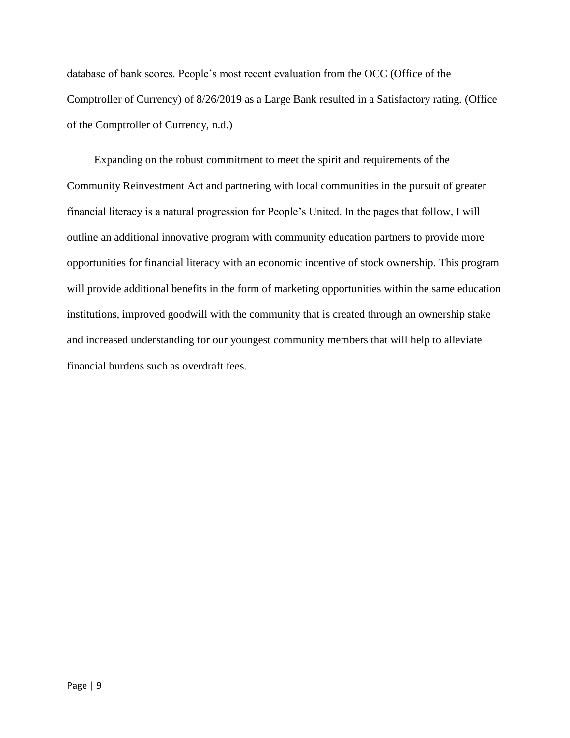database of bank scores. People's most recent evaluation from the OCC (Office of the Comptroller of Currency) of 8/26/2019 as a Large Bank resulted in a Satisfactory rating. (Office of the Comptroller of Currency, n.d.)

Expanding on the robust commitment to meet the spirit and requirements of the Community Reinvestment Act and partnering with local communities in the pursuit of greater financial literacy is a natural progression for People's United. In the pages that follow, I will outline an additional innovative program with community education partners to provide more opportunities for financial literacy with an economic incentive of stock ownership. This program will provide additional benefits in the form of marketing opportunities within the same education institutions, improved goodwill with the community that is created through an ownership stake and increased understanding for our youngest community members that will help to alleviate financial burdens such as overdraft fees.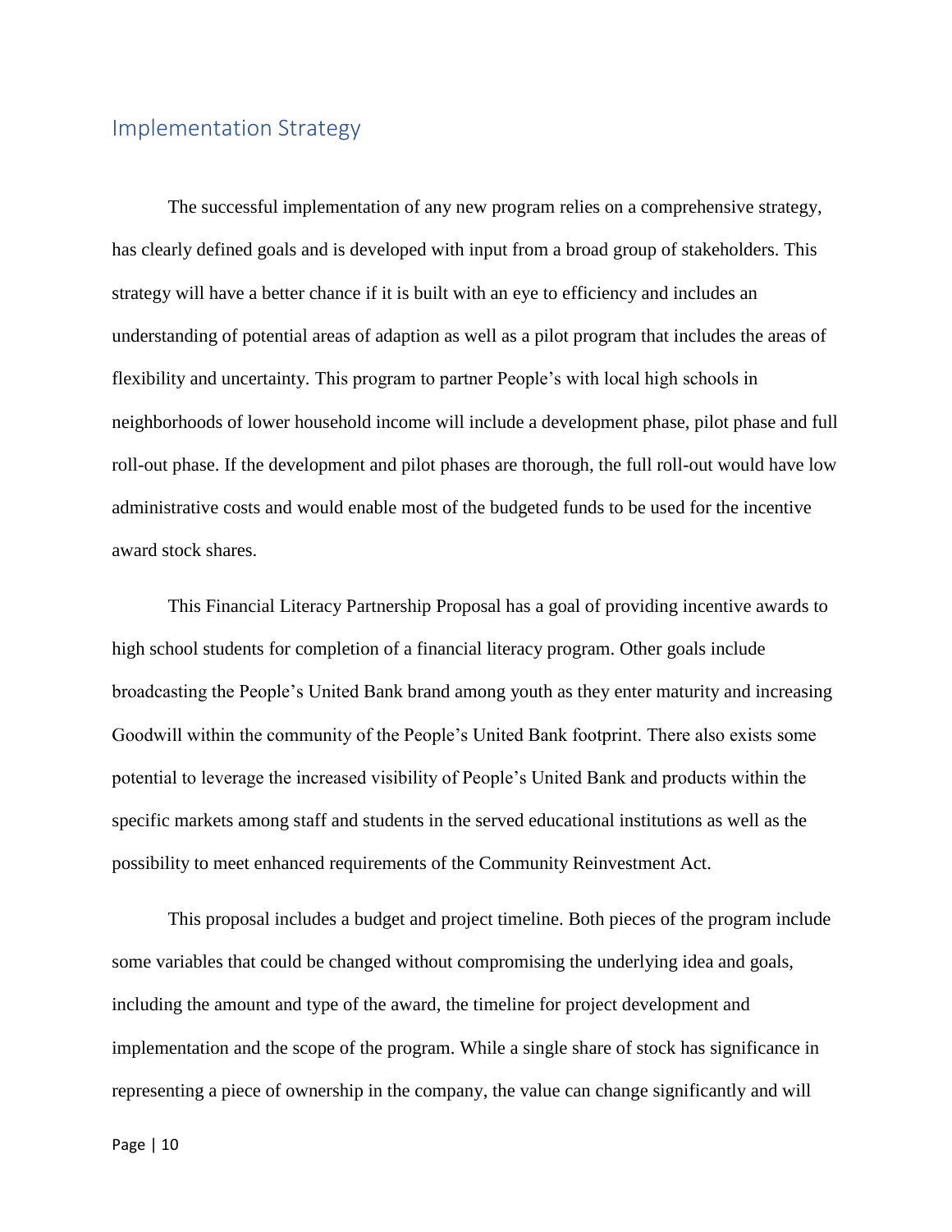## Implementation Strategy

The successful implementation of any new program relies on a comprehensive strategy, has clearly defined goals and is developed with input from a broad group of stakeholders. This strategy will have a better chance if it is built with an eye to efficiency and includes an understanding of potential areas of adaption as well as a pilot program that includes the areas of flexibility and uncertainty. This program to partner People's with local high schools in neighborhoods of lower household income will include a development phase, pilot phase and full roll-out phase. If the development and pilot phases are thorough, the full roll-out would have low administrative costs and would enable most of the budgeted funds to be used for the incentive award stock shares.

This Financial Literacy Partnership Proposal has a goal of providing incentive awards to high school students for completion of a financial literacy program. Other goals include broadcasting the People's United Bank brand among youth as they enter maturity and increasing Goodwill within the community of the People's United Bank footprint. There also exists some potential to leverage the increased visibility of People's United Bank and products within the specific markets among staff and students in the served educational institutions as well as the possibility to meet enhanced requirements of the Community Reinvestment Act.

This proposal includes a budget and project timeline. Both pieces of the program include some variables that could be changed without compromising the underlying idea and goals, including the amount and type of the award, the timeline for project development and implementation and the scope of the program. While a single share of stock has significance in representing a piece of ownership in the company, the value can change significantly and will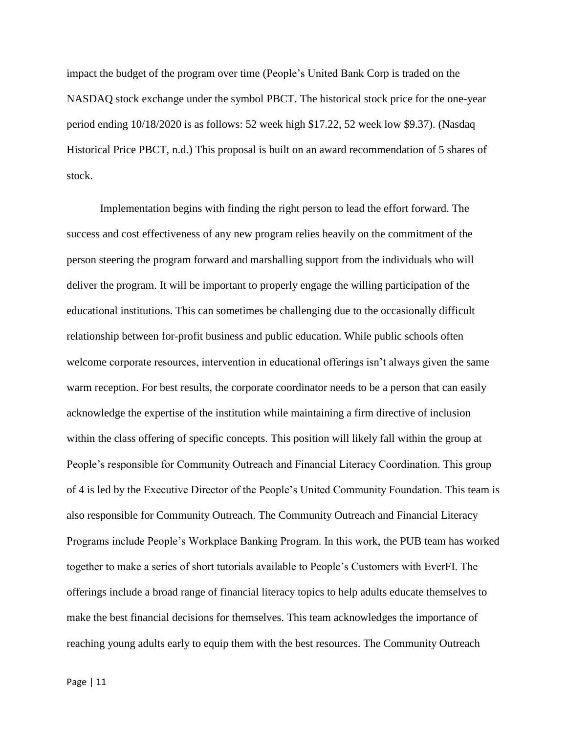impact the budget of the program over time (People's United Bank Corp is traded on the NASDAQ stock exchange under the symbol PBCT. The historical stock price for the one-year period ending 10/18/2020 is as follows: 52 week high $17.22, 52 week low $9.37). (Nasdaq Historical Price PBCT, n.d.) This proposal is built on an award recommendation of 5 shares of stock.

Implementation begins with finding the right person to lead the effort forward. The success and cost effectiveness of any new program relies heavily on the commitment of the person steering the program forward and marshalling support from the individuals who will deliver the program. It will be important to properly engage the willing participation of the educational institutions. This can sometimes be challenging due to the occasionally difficult relationship between for-profit business and public education. While public schools often welcome corporate resources, intervention in educational offerings isn't always given the same warm reception. For best results, the corporate coordinator needs to be a person that can easily acknowledge the expertise of the institution while maintaining a firm directive of inclusion within the class offering of specific concepts. This position will likely fall within the group at People's responsible for Community Outreach and Financial Literacy Coordination. This group of 4 is led by the Executive Director of the People's United Community Foundation. This team is also responsible for Community Outreach. The Community Outreach and Financial Literacy Programs include People's Workplace Banking Program. In this work, the PUB team has worked together to make a series of short tutorials available to People's Customers with EverFI. The offerings include a broad range of financial literacy topics to help adults educate themselves to make the best financial decisions for themselves. This team acknowledges the importance of reaching young adults early to equip them with the best resources. The Community Outreach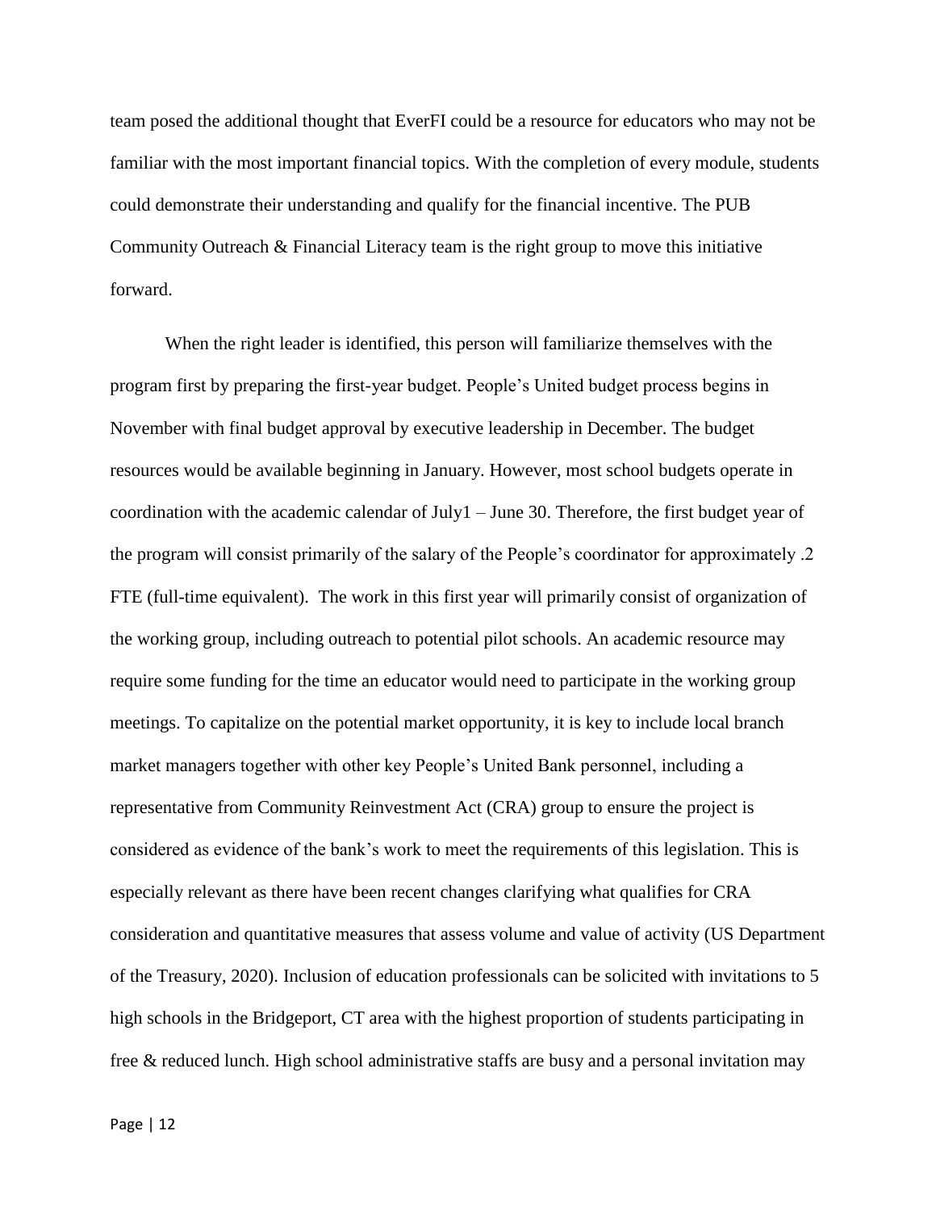team posed the additional thought that EverFI could be a resource for educators who may not be familiar with the most important financial topics. With the completion of every module, students could demonstrate their understanding and qualify for the financial incentive. The PUB Community Outreach & Financial Literacy team is the right group to move this initiative forward.

When the right leader is identified, this person will familiarize themselves with the program first by preparing the first-year budget. People's United budget process begins in November with final budget approval by executive leadership in December. The budget resources would be available beginning in January. However, most school budgets operate in coordination with the academic calendar of July1 – June 30. Therefore, the first budget year of the program will consist primarily of the salary of the People's coordinator for approximately .2 FTE (full-time equivalent). The work in this first year will primarily consist of organization of the working group, including outreach to potential pilot schools. An academic resource may require some funding for the time an educator would need to participate in the working group meetings. To capitalize on the potential market opportunity, it is key to include local branch market managers together with other key People's United Bank personnel, including a representative from Community Reinvestment Act (CRA) group to ensure the project is considered as evidence of the bank's work to meet the requirements of this legislation. This is especially relevant as there have been recent changes clarifying what qualifies for CRA consideration and quantitative measures that assess volume and value of activity (US Department of the Treasury, 2020). Inclusion of education professionals can be solicited with invitations to 5 high schools in the Bridgeport, CT area with the highest proportion of students participating in free & reduced lunch. High school administrative staffs are busy and a personal invitation may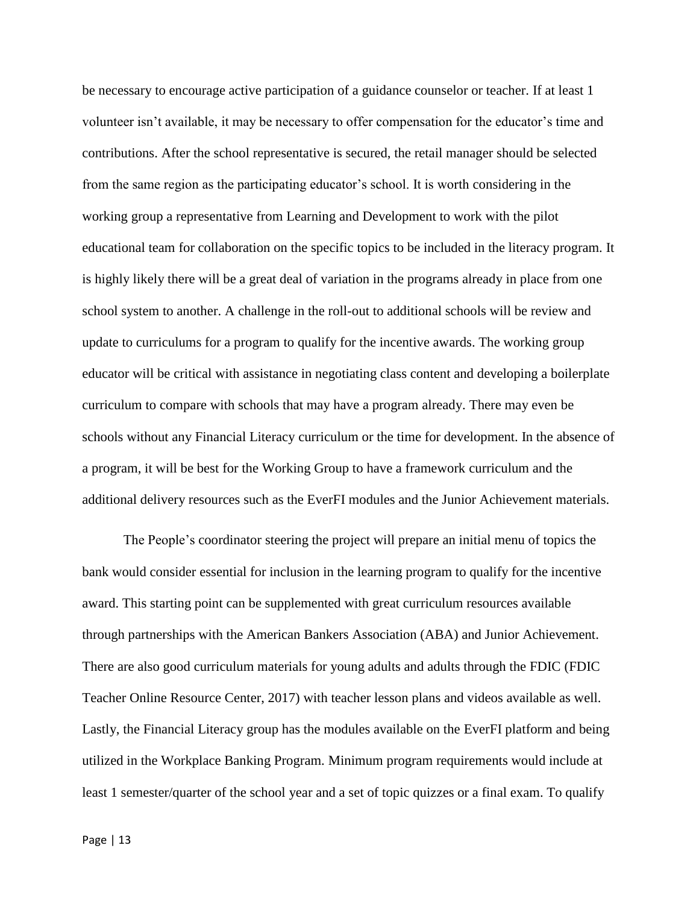be necessary to encourage active participation of a guidance counselor or teacher. If at least 1 volunteer isn't available, it may be necessary to offer compensation for the educator's time and contributions. After the school representative is secured, the retail manager should be selected from the same region as the participating educator's school. It is worth considering in the working group a representative from Learning and Development to work with the pilot educational team for collaboration on the specific topics to be included in the literacy program. It is highly likely there will be a great deal of variation in the programs already in place from one school system to another. A challenge in the roll-out to additional schools will be review and update to curriculums for a program to qualify for the incentive awards. The working group educator will be critical with assistance in negotiating class content and developing a boilerplate curriculum to compare with schools that may have a program already. There may even be schools without any Financial Literacy curriculum or the time for development. In the absence of a program, it will be best for the Working Group to have a framework curriculum and the additional delivery resources such as the EverFI modules and the Junior Achievement materials.

The People's coordinator steering the project will prepare an initial menu of topics the bank would consider essential for inclusion in the learning program to qualify for the incentive award. This starting point can be supplemented with great curriculum resources available through partnerships with the American Bankers Association (ABA) and Junior Achievement. There are also good curriculum materials for young adults and adults through the FDIC (FDIC Teacher Online Resource Center, 2017) with teacher lesson plans and videos available as well. Lastly, the Financial Literacy group has the modules available on the EverFI platform and being utilized in the Workplace Banking Program. Minimum program requirements would include at least 1 semester/quarter of the school year and a set of topic quizzes or a final exam. To qualify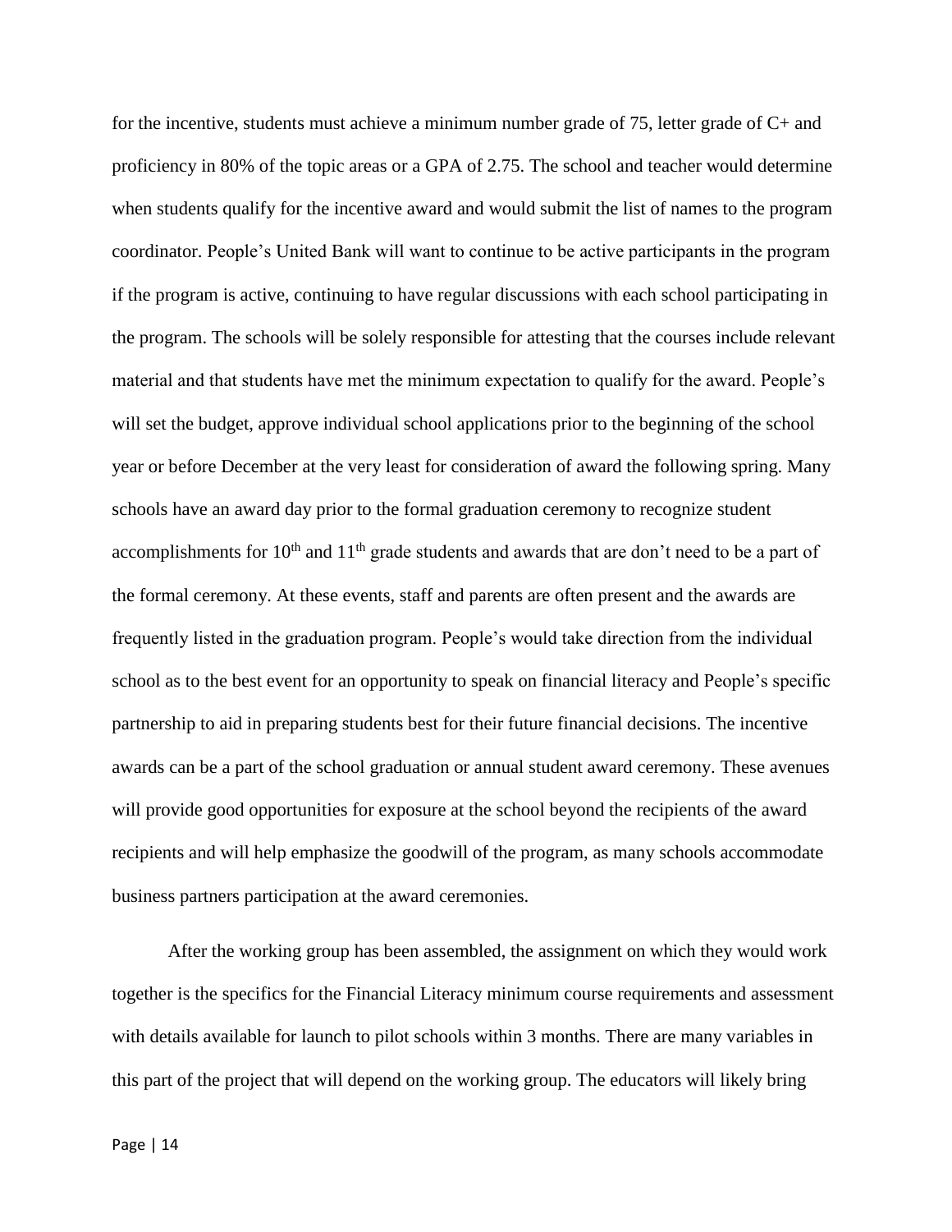for the incentive, students must achieve a minimum number grade of 75, letter grade of C+ and proficiency in 80% of the topic areas or a GPA of 2.75. The school and teacher would determine when students qualify for the incentive award and would submit the list of names to the program coordinator. People's United Bank will want to continue to be active participants in the program if the program is active, continuing to have regular discussions with each school participating in the program. The schools will be solely responsible for attesting that the courses include relevant material and that students have met the minimum expectation to qualify for the award. People's will set the budget, approve individual school applications prior to the beginning of the school year or before December at the very least for consideration of award the following spring. Many schools have an award day prior to the formal graduation ceremony to recognize student accomplishments for 10th and 11th grade students and awards that are don't need to be a part of the formal ceremony. At these events, staff and parents are often present and the awards are frequently listed in the graduation program. People's would take direction from the individual school as to the best event for an opportunity to speak on financial literacy and People's specific partnership to aid in preparing students best for their future financial decisions. The incentive awards can be a part of the school graduation or annual student award ceremony. These avenues will provide good opportunities for exposure at the school beyond the recipients of the award recipients and will help emphasize the goodwill of the program, as many schools accommodate business partners participation at the award ceremonies.

After the working group has been assembled, the assignment on which they would work together is the specifics for the Financial Literacy minimum course requirements and assessment with details available for launch to pilot schools within 3 months. There are many variables in this part of the project that will depend on the working group. The educators will likely bring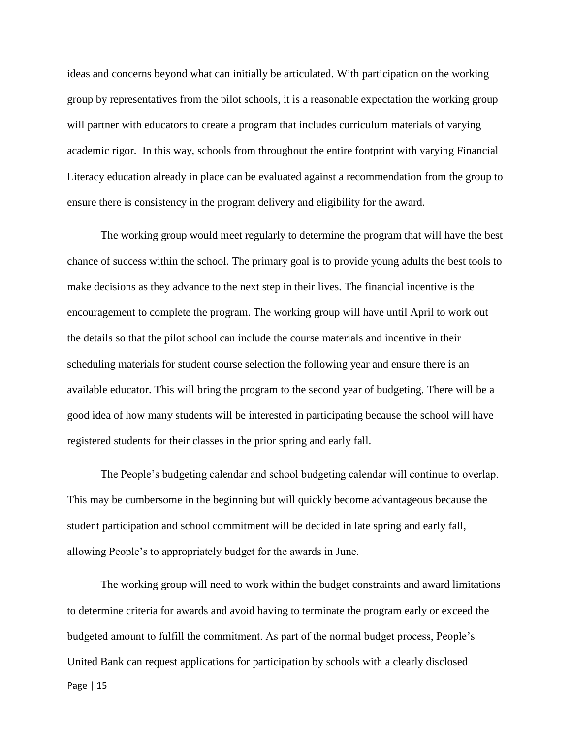ideas and concerns beyond what can initially be articulated. With participation on the working group by representatives from the pilot schools, it is a reasonable expectation the working group will partner with educators to create a program that includes curriculum materials of varying academic rigor. In this way, schools from throughout the entire footprint with varying Financial Literacy education already in place can be evaluated against a recommendation from the group to ensure there is consistency in the program delivery and eligibility for the award.

The working group would meet regularly to determine the program that will have the best chance of success within the school. The primary goal is to provide young adults the best tools to make decisions as they advance to the next step in their lives. The financial incentive is the encouragement to complete the program. The working group will have until April to work out the details so that the pilot school can include the course materials and incentive in their scheduling materials for student course selection the following year and ensure there is an available educator. This will bring the program to the second year of budgeting. There will be a good idea of how many students will be interested in participating because the school will have registered students for their classes in the prior spring and early fall.

The People's budgeting calendar and school budgeting calendar will continue to overlap. This may be cumbersome in the beginning but will quickly become advantageous because the student participation and school commitment will be decided in late spring and early fall, allowing People's to appropriately budget for the awards in June.

The working group will need to work within the budget constraints and award limitations to determine criteria for awards and avoid having to terminate the program early or exceed the budgeted amount to fulfill the commitment. As part of the normal budget process, People's United Bank can request applications for participation by schools with a clearly disclosed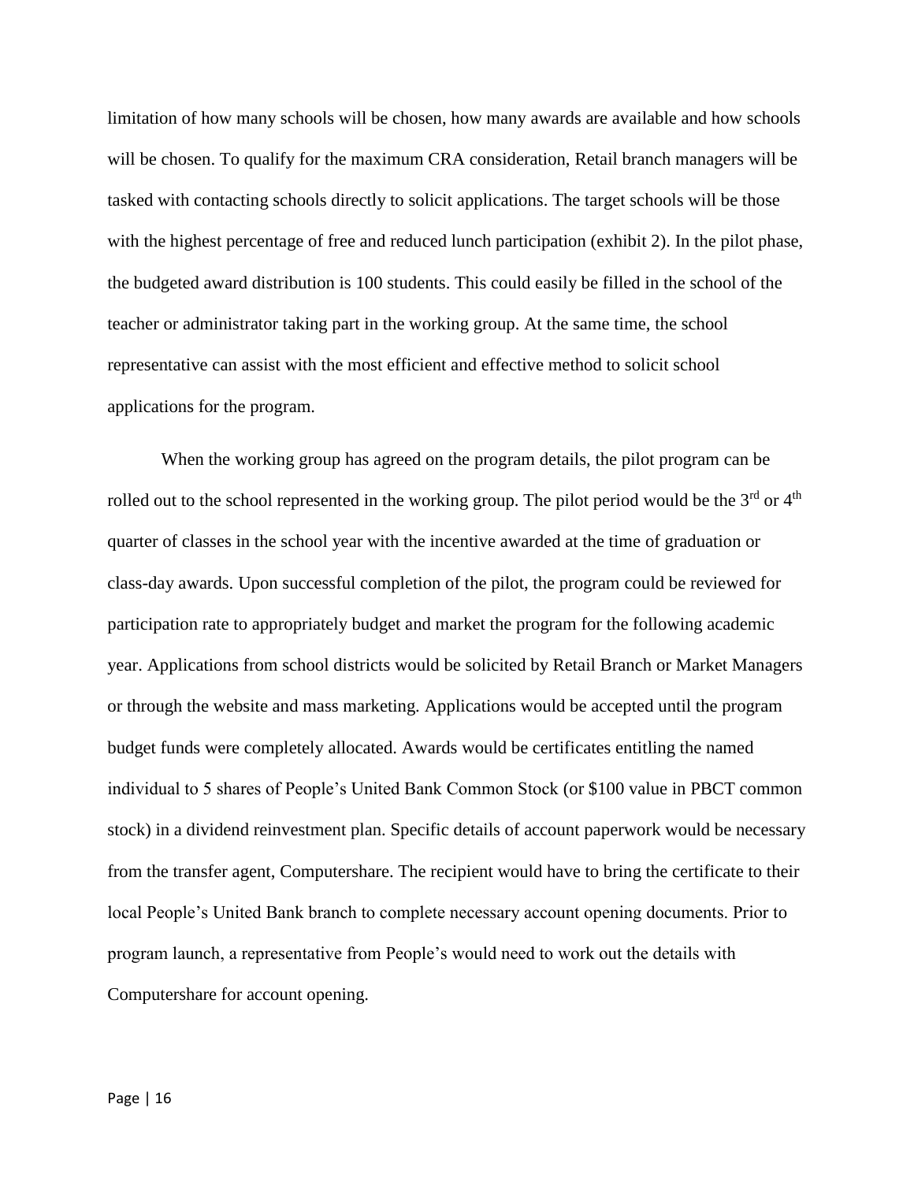limitation of how many schools will be chosen, how many awards are available and how schools will be chosen. To qualify for the maximum CRA consideration, Retail branch managers will be tasked with contacting schools directly to solicit applications. The target schools will be those with the highest percentage of free and reduced lunch participation (exhibit 2). In the pilot phase, the budgeted award distribution is 100 students. This could easily be filled in the school of the teacher or administrator taking part in the working group. At the same time, the school representative can assist with the most efficient and effective method to solicit school applications for the program.

When the working group has agreed on the program details, the pilot program can be rolled out to the school represented in the working group. The pilot period would be the 3rd or 4th quarter of classes in the school year with the incentive awarded at the time of graduation or class-day awards. Upon successful completion of the pilot, the program could be reviewed for participation rate to appropriately budget and market the program for the following academic year. Applications from school districts would be solicited by Retail Branch or Market Managers or through the website and mass marketing. Applications would be accepted until the program budget funds were completely allocated. Awards would be certificates entitling the named individual to 5 shares of People's United Bank Common Stock (or $100 value in PBCT common stock) in a dividend reinvestment plan. Specific details of account paperwork would be necessary from the transfer agent, Computershare. The recipient would have to bring the certificate to their local People's United Bank branch to complete necessary account opening documents. Prior to program launch, a representative from People's would need to work out the details with Computershare for account opening.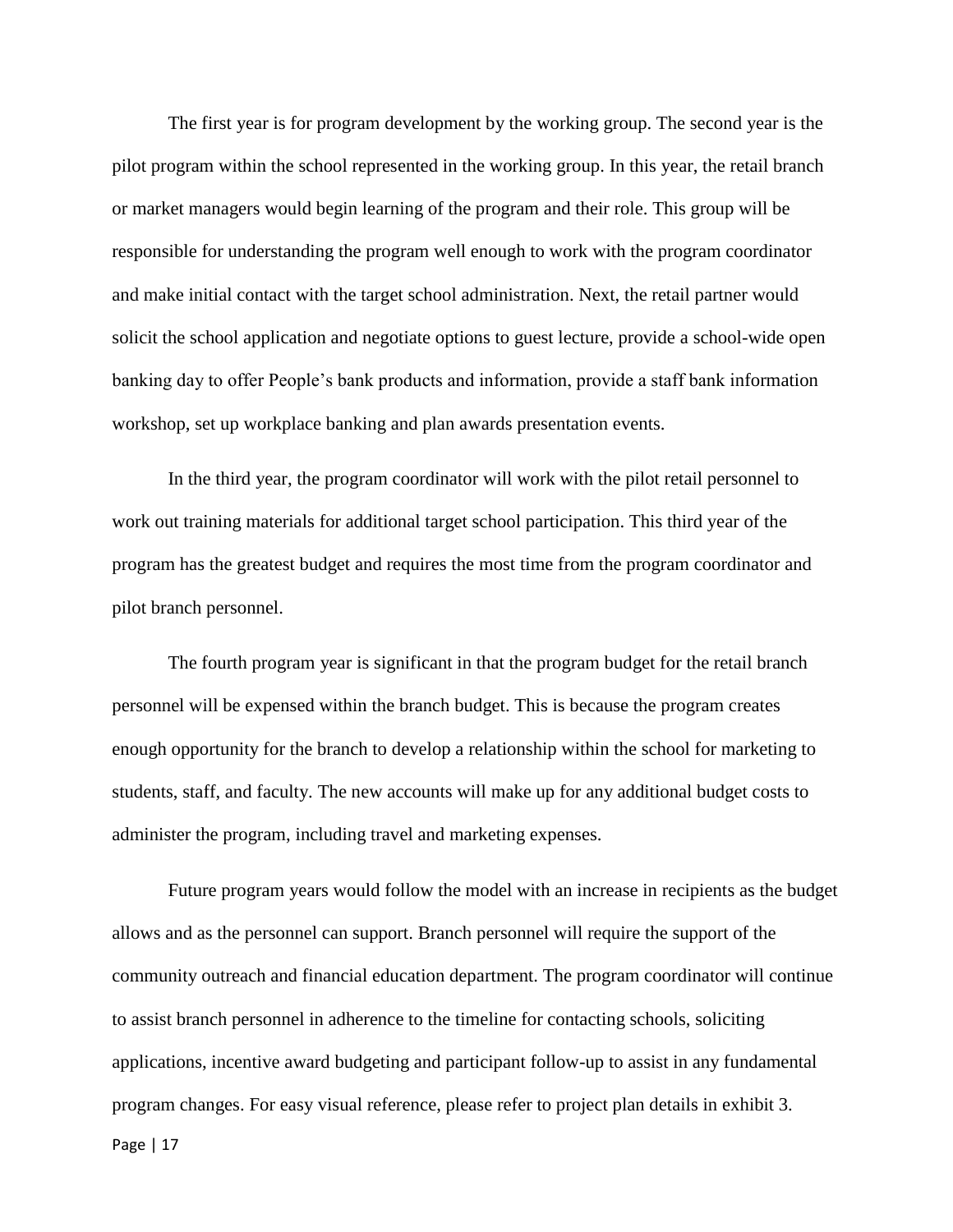The first year is for program development by the working group. The second year is the pilot program within the school represented in the working group. In this year, the retail branch or market managers would begin learning of the program and their role. This group will be responsible for understanding the program well enough to work with the program coordinator and make initial contact with the target school administration. Next, the retail partner would solicit the school application and negotiate options to guest lecture, provide a school-wide open banking day to offer People's bank products and information, provide a staff bank information workshop, set up workplace banking and plan awards presentation events.

In the third year, the program coordinator will work with the pilot retail personnel to work out training materials for additional target school participation. This third year of the program has the greatest budget and requires the most time from the program coordinator and pilot branch personnel.

The fourth program year is significant in that the program budget for the retail branch personnel will be expensed within the branch budget. This is because the program creates enough opportunity for the branch to develop a relationship within the school for marketing to students, staff, and faculty. The new accounts will make up for any additional budget costs to administer the program, including travel and marketing expenses.

Future program years would follow the model with an increase in recipients as the budget allows and as the personnel can support. Branch personnel will require the support of the community outreach and financial education department. The program coordinator will continue to assist branch personnel in adherence to the timeline for contacting schools, soliciting applications, incentive award budgeting and participant follow-up to assist in any fundamental program changes. For easy visual reference, please refer to project plan details in exhibit 3.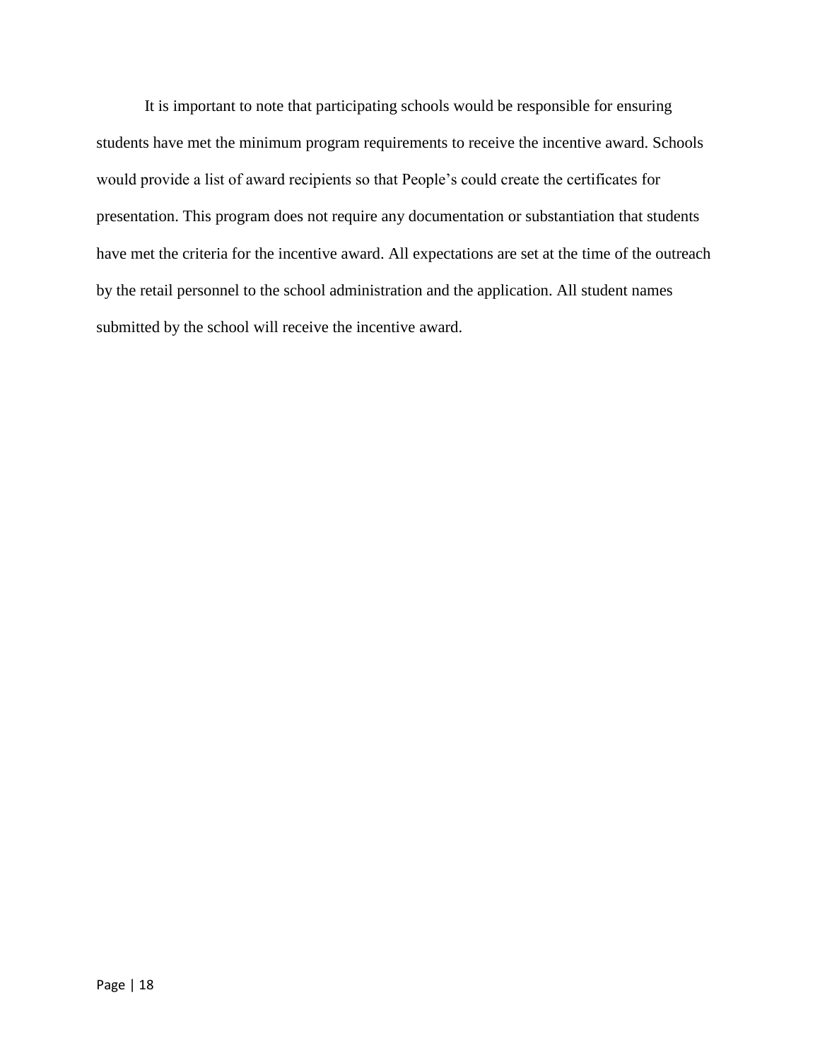It is important to note that participating schools would be responsible for ensuring students have met the minimum program requirements to receive the incentive award. Schools would provide a list of award recipients so that People's could create the certificates for presentation. This program does not require any documentation or substantiation that students have met the criteria for the incentive award. All expectations are set at the time of the outreach by the retail personnel to the school administration and the application. All student names submitted by the school will receive the incentive award.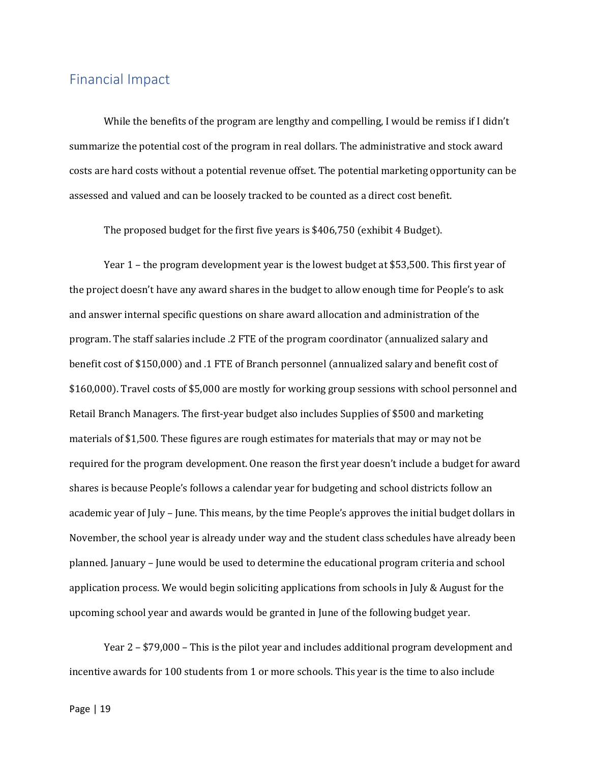## Financial Impact

While the benefits of the program are lengthy and compelling, I would be remiss if I didn't summarize the potential cost of the program in real dollars. The administrative and stock award costs are hard costs without a potential revenue offset. The potential marketing opportunity can be assessed and valued and can be loosely tracked to be counted as a direct cost benefit.

The proposed budget for the first five years is $406,750 (exhibit 4 Budget).

Year 1 – the program development year is the lowest budget at $53,500. This first year of the project doesn't have any award shares in the budget to allow enough time for People's to ask and answer internal specific questions on share award allocation and administration of the program. The staff salaries include .2 FTE of the program coordinator (annualized salary and benefit cost of $150,000) and .1 FTE of Branch personnel (annualized salary and benefit cost of $160,000). Travel costs of $5,000 are mostly for working group sessions with school personnel and Retail Branch Managers. The first-year budget also includes Supplies of $500 and marketing materials of $1,500. These figures are rough estimates for materials that may or may not be required for the program development. One reason the first year doesn't include a budget for award shares is because People's follows a calendar year for budgeting and school districts follow an academic year of July – June. This means, by the time People's approves the initial budget dollars in November, the school year is already under way and the student class schedules have already been planned. January – June would be used to determine the educational program criteria and school application process. We would begin soliciting applications from schools in July & August for the upcoming school year and awards would be granted in June of the following budget year.

Year 2 – $79,000 – This is the pilot year and includes additional program development and incentive awards for 100 students from 1 or more schools. This year is the time to also include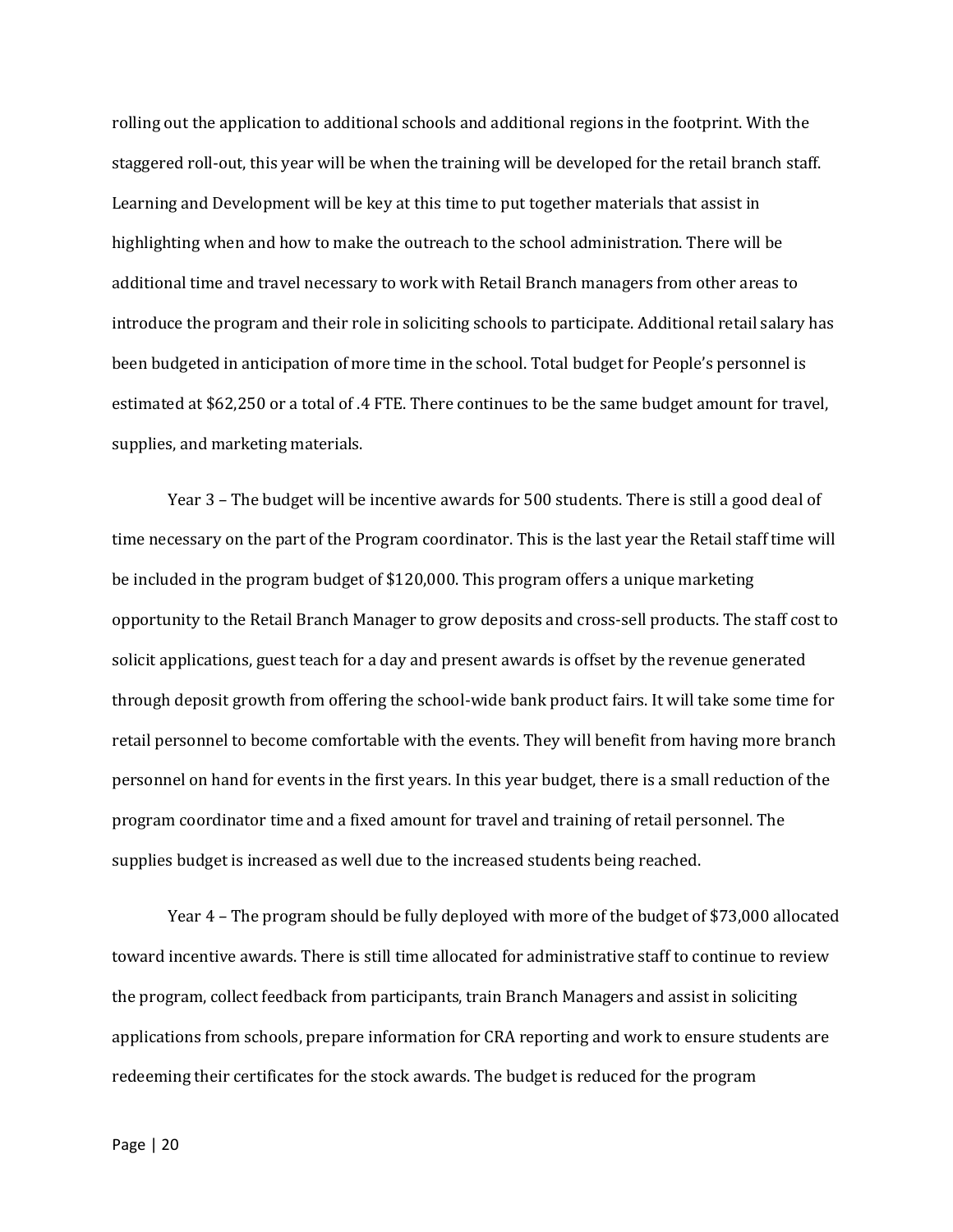rolling out the application to additional schools and additional regions in the footprint. With the staggered roll-out, this year will be when the training will be developed for the retail branch staff. Learning and Development will be key at this time to put together materials that assist in highlighting when and how to make the outreach to the school administration. There will be additional time and travel necessary to work with Retail Branch managers from other areas to introduce the program and their role in soliciting schools to participate. Additional retail salary has been budgeted in anticipation of more time in the school. Total budget for People's personnel is estimated at $62,250 or a total of .4 FTE. There continues to be the same budget amount for travel, supplies, and marketing materials.

Year 3 – The budget will be incentive awards for 500 students. There is still a good deal of time necessary on the part of the Program coordinator. This is the last year the Retail staff time will be included in the program budget of $120,000. This program offers a unique marketing opportunity to the Retail Branch Manager to grow deposits and cross-sell products. The staff cost to solicit applications, guest teach for a day and present awards is offset by the revenue generated through deposit growth from offering the school-wide bank product fairs. It will take some time for retail personnel to become comfortable with the events. They will benefit from having more branch personnel on hand for events in the first years. In this year budget, there is a small reduction of the program coordinator time and a fixed amount for travel and training of retail personnel. The supplies budget is increased as well due to the increased students being reached.

Year 4 – The program should be fully deployed with more of the budget of $73,000 allocated toward incentive awards. There is still time allocated for administrative staff to continue to review the program, collect feedback from participants, train Branch Managers and assist in soliciting applications from schools, prepare information for CRA reporting and work to ensure students are redeeming their certificates for the stock awards. The budget is reduced for the program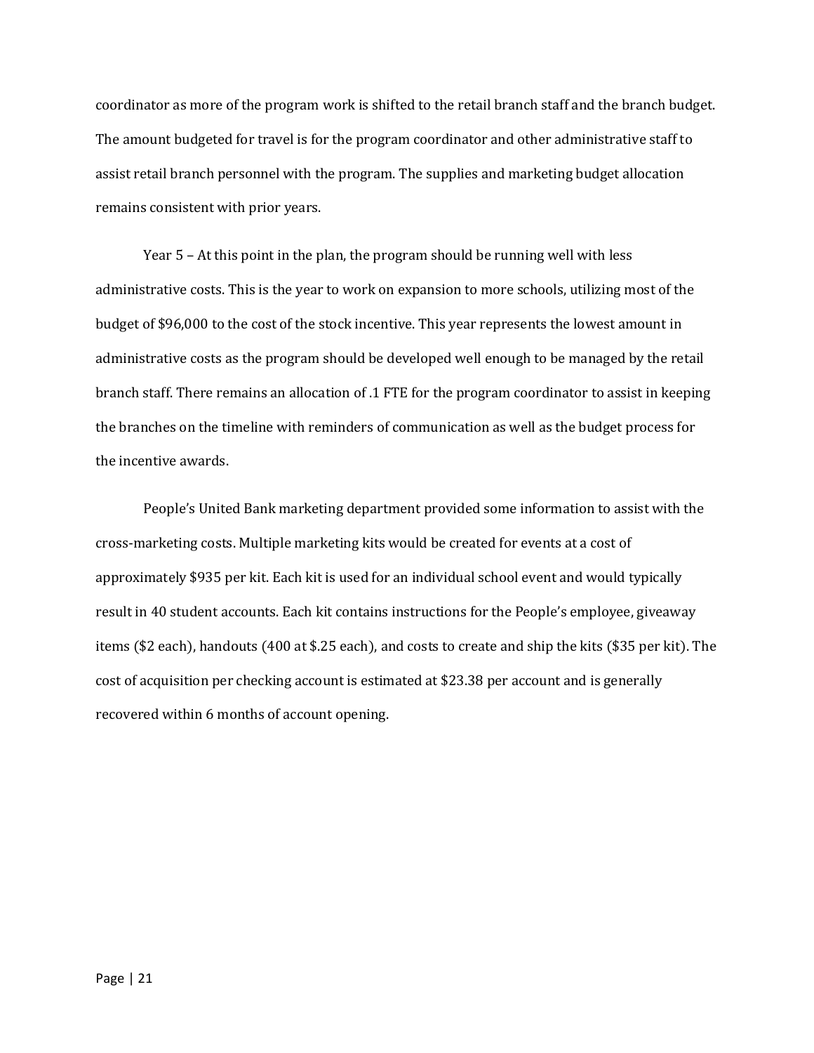coordinator as more of the program work is shifted to the retail branch staff and the branch budget. The amount budgeted for travel is for the program coordinator and other administrative staff to assist retail branch personnel with the program. The supplies and marketing budget allocation remains consistent with prior years.

Year 5 – At this point in the plan, the program should be running well with less administrative costs. This is the year to work on expansion to more schools, utilizing most of the budget of $96,000 to the cost of the stock incentive. This year represents the lowest amount in administrative costs as the program should be developed well enough to be managed by the retail branch staff. There remains an allocation of .1 FTE for the program coordinator to assist in keeping the branches on the timeline with reminders of communication as well as the budget process for the incentive awards.

People's United Bank marketing department provided some information to assist with the cross-marketing costs. Multiple marketing kits would be created for events at a cost of approximately $935 per kit. Each kit is used for an individual school event and would typically result in 40 student accounts. Each kit contains instructions for the People's employee, giveaway items ($2 each), handouts (400 at $.25 each), and costs to create and ship the kits ($35 per kit). The cost of acquisition per checking account is estimated at $23.38 per account and is generally recovered within 6 months of account opening.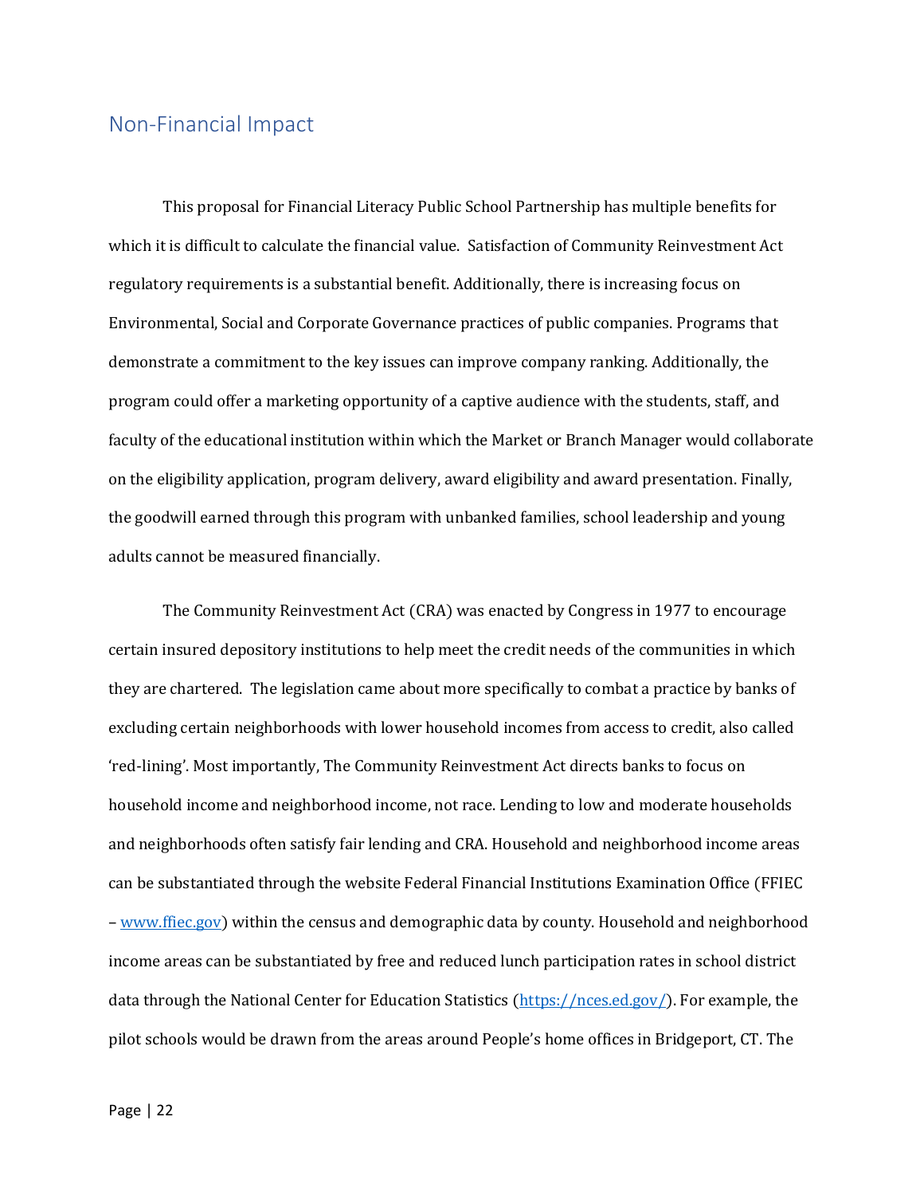## Non-Financial Impact

This proposal for Financial Literacy Public School Partnership has multiple benefits for which it is difficult to calculate the financial value. Satisfaction of Community Reinvestment Act regulatory requirements is a substantial benefit. Additionally, there is increasing focus on Environmental, Social and Corporate Governance practices of public companies. Programs that demonstrate a commitment to the key issues can improve company ranking. Additionally, the program could offer a marketing opportunity of a captive audience with the students, staff, and faculty of the educational institution within which the Market or Branch Manager would collaborate on the eligibility application, program delivery, award eligibility and award presentation. Finally, the goodwill earned through this program with unbanked families, school leadership and young adults cannot be measured financially.

The Community Reinvestment Act (CRA) was enacted by Congress in 1977 to encourage certain insured depository institutions to help meet the credit needs of the communities in which they are chartered. The legislation came about more specifically to combat a practice by banks of excluding certain neighborhoods with lower household incomes from access to credit, also called 'red-lining'. Most importantly, The Community Reinvestment Act directs banks to focus on household income and neighborhood income, not race. Lending to low and moderate households and neighborhoods often satisfy fair lending and CRA. Household and neighborhood income areas can be substantiated through the website Federal Financial Institutions Examination Office (FFIEC – [www.ffiec.gov](www.ffiec.gov)) within the census and demographic data by county. Household and neighborhood income areas can be substantiated by free and reduced lunch participation rates in school district data through the National Center for Education Statistics ([https://nces.ed.gov/](https://nces.ed.gov/)). For example, the pilot schools would be drawn from the areas around People's home offices in Bridgeport, CT. The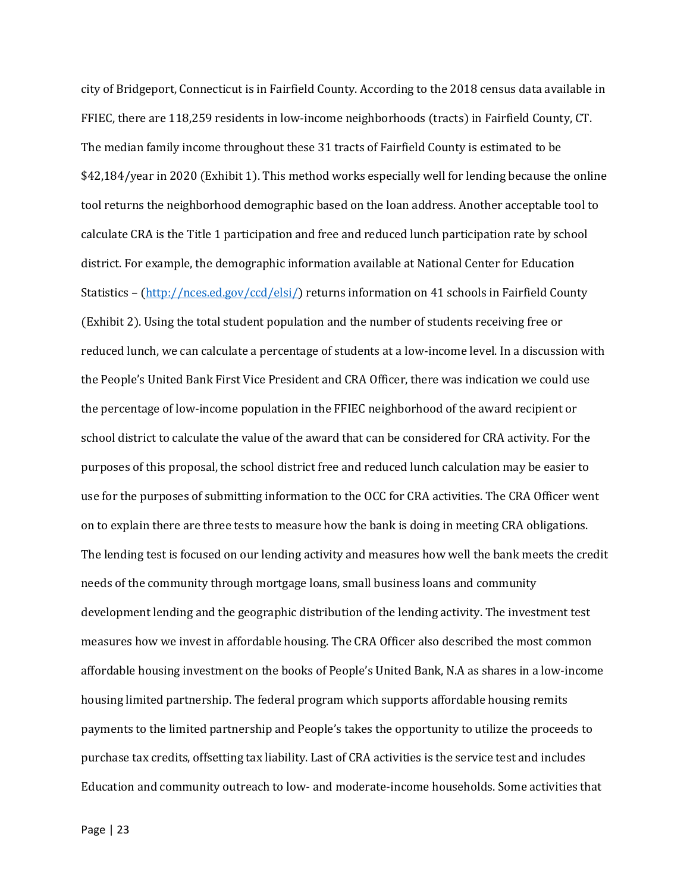city of Bridgeport, Connecticut is in Fairfield County. According to the 2018 census data available in FFIEC, there are 118,259 residents in low-income neighborhoods (tracts) in Fairfield County, CT. The median family income throughout these 31 tracts of Fairfield County is estimated to be $42,184/year in 2020 (Exhibit 1). This method works especially well for lending because the online tool returns the neighborhood demographic based on the loan address. Another acceptable tool to calculate CRA is the Title 1 participation and free and reduced lunch participation rate by school district. For example, the demographic information available at National Center for Education Statistics – ([http://nces.ed.gov/ccd/elsi/](http://nces.ed.gov/ccd/elsi/)) returns information on 41 schools in Fairfield County (Exhibit 2). Using the total student population and the number of students receiving free or reduced lunch, we can calculate a percentage of students at a low-income level. In a discussion with the People's United Bank First Vice President and CRA Officer, there was indication we could use the percentage of low-income population in the FFIEC neighborhood of the award recipient or school district to calculate the value of the award that can be considered for CRA activity. For the purposes of this proposal, the school district free and reduced lunch calculation may be easier to use for the purposes of submitting information to the OCC for CRA activities. The CRA Officer went on to explain there are three tests to measure how the bank is doing in meeting CRA obligations. The lending test is focused on our lending activity and measures how well the bank meets the credit needs of the community through mortgage loans, small business loans and community development lending and the geographic distribution of the lending activity. The investment test measures how we invest in affordable housing. The CRA Officer also described the most common affordable housing investment on the books of People's United Bank, N.A as shares in a low-income housing limited partnership. The federal program which supports affordable housing remits payments to the limited partnership and People's takes the opportunity to utilize the proceeds to purchase tax credits, offsetting tax liability. Last of CRA activities is the service test and includes Education and community outreach to low- and moderate-income households. Some activities that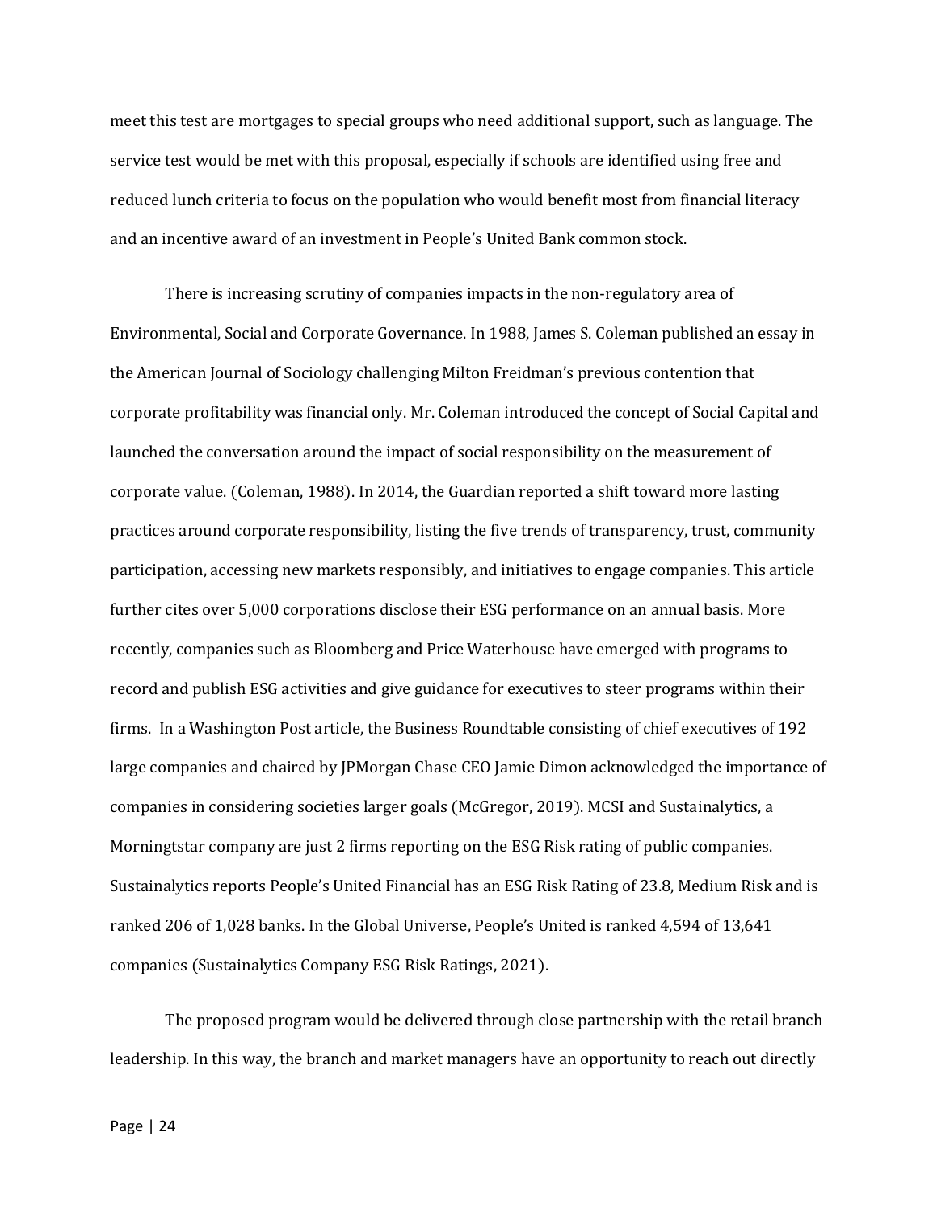meet this test are mortgages to special groups who need additional support, such as language. The service test would be met with this proposal, especially if schools are identified using free and reduced lunch criteria to focus on the population who would benefit most from financial literacy and an incentive award of an investment in People's United Bank common stock.

There is increasing scrutiny of companies impacts in the non-regulatory area of Environmental, Social and Corporate Governance. In 1988, James S. Coleman published an essay in the American Journal of Sociology challenging Milton Freidman's previous contention that corporate profitability was financial only. Mr. Coleman introduced the concept of Social Capital and launched the conversation around the impact of social responsibility on the measurement of corporate value. (Coleman, 1988). In 2014, the Guardian reported a shift toward more lasting practices around corporate responsibility, listing the five trends of transparency, trust, community participation, accessing new markets responsibly, and initiatives to engage companies. This article further cites over 5,000 corporations disclose their ESG performance on an annual basis. More recently, companies such as Bloomberg and Price Waterhouse have emerged with programs to record and publish ESG activities and give guidance for executives to steer programs within their firms. In a Washington Post article, the Business Roundtable consisting of chief executives of 192 large companies and chaired by JPMorgan Chase CEO Jamie Dimon acknowledged the importance of companies in considering societies larger goals (McGregor, 2019). MCSI and Sustainalytics, a Morningtstar company are just 2 firms reporting on the ESG Risk rating of public companies. Sustainalytics reports People's United Financial has an ESG Risk Rating of 23.8, Medium Risk and is ranked 206 of 1,028 banks. In the Global Universe, People's United is ranked 4,594 of 13,641 companies (Sustainalytics Company ESG Risk Ratings, 2021).

The proposed program would be delivered through close partnership with the retail branch leadership. In this way, the branch and market managers have an opportunity to reach out directly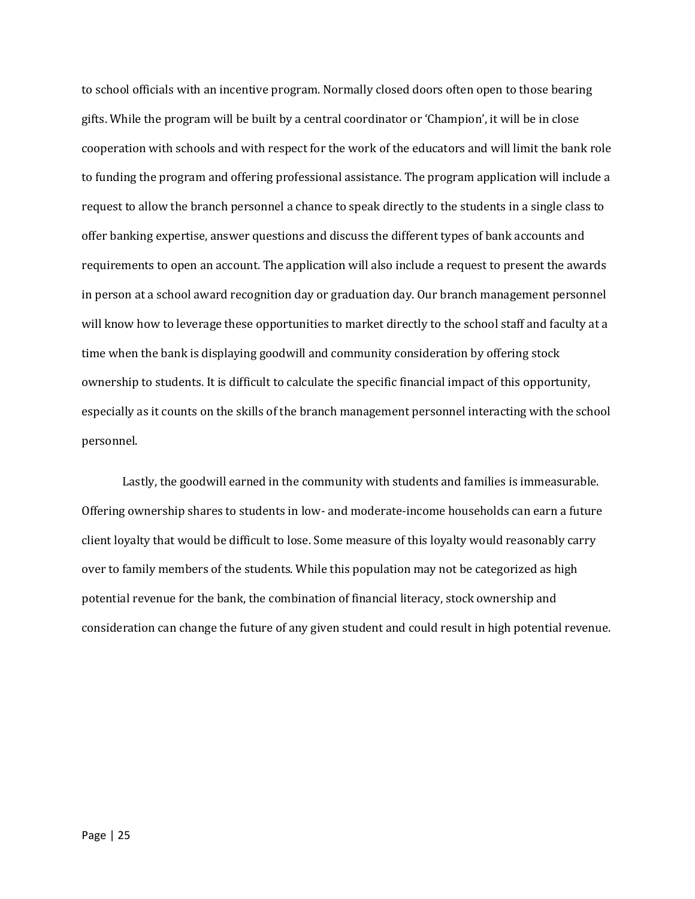to school officials with an incentive program. Normally closed doors often open to those bearing gifts. While the program will be built by a central coordinator or 'Champion', it will be in close cooperation with schools and with respect for the work of the educators and will limit the bank role to funding the program and offering professional assistance. The program application will include a request to allow the branch personnel a chance to speak directly to the students in a single class to offer banking expertise, answer questions and discuss the different types of bank accounts and requirements to open an account. The application will also include a request to present the awards in person at a school award recognition day or graduation day. Our branch management personnel will know how to leverage these opportunities to market directly to the school staff and faculty at a time when the bank is displaying goodwill and community consideration by offering stock ownership to students. It is difficult to calculate the specific financial impact of this opportunity, especially as it counts on the skills of the branch management personnel interacting with the school personnel.

Lastly, the goodwill earned in the community with students and families is immeasurable. Offering ownership shares to students in low- and moderate-income households can earn a future client loyalty that would be difficult to lose. Some measure of this loyalty would reasonably carry over to family members of the students. While this population may not be categorized as high potential revenue for the bank, the combination of financial literacy, stock ownership and consideration can change the future of any given student and could result in high potential revenue.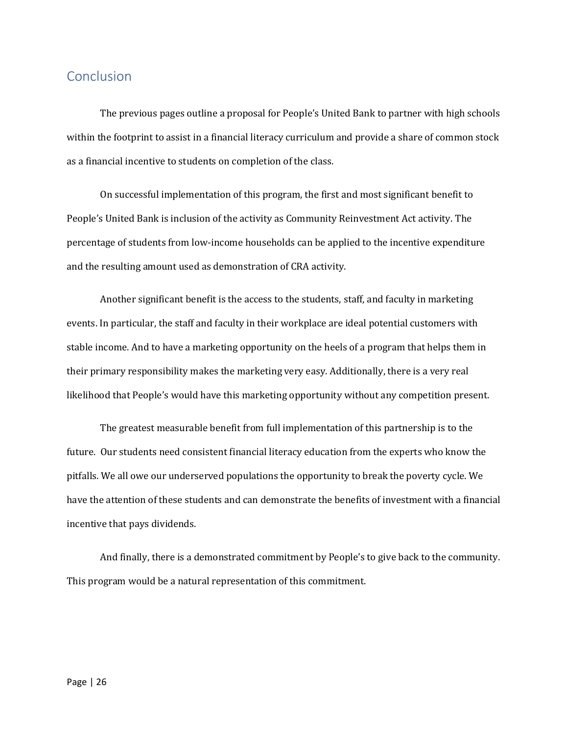## Conclusion

The previous pages outline a proposal for People's United Bank to partner with high schools within the footprint to assist in a financial literacy curriculum and provide a share of common stock as a financial incentive to students on completion of the class.

On successful implementation of this program, the first and most significant benefit to People's United Bank is inclusion of the activity as Community Reinvestment Act activity. The percentage of students from low-income households can be applied to the incentive expenditure and the resulting amount used as demonstration of CRA activity.

Another significant benefit is the access to the students, staff, and faculty in marketing events. In particular, the staff and faculty in their workplace are ideal potential customers with stable income. And to have a marketing opportunity on the heels of a program that helps them in their primary responsibility makes the marketing very easy. Additionally, there is a very real likelihood that People's would have this marketing opportunity without any competition present.

The greatest measurable benefit from full implementation of this partnership is to the future. Our students need consistent financial literacy education from the experts who know the pitfalls. We all owe our underserved populations the opportunity to break the poverty cycle. We have the attention of these students and can demonstrate the benefits of investment with a financial incentive that pays dividends.

And finally, there is a demonstrated commitment by People's to give back to the community. This program would be a natural representation of this commitment.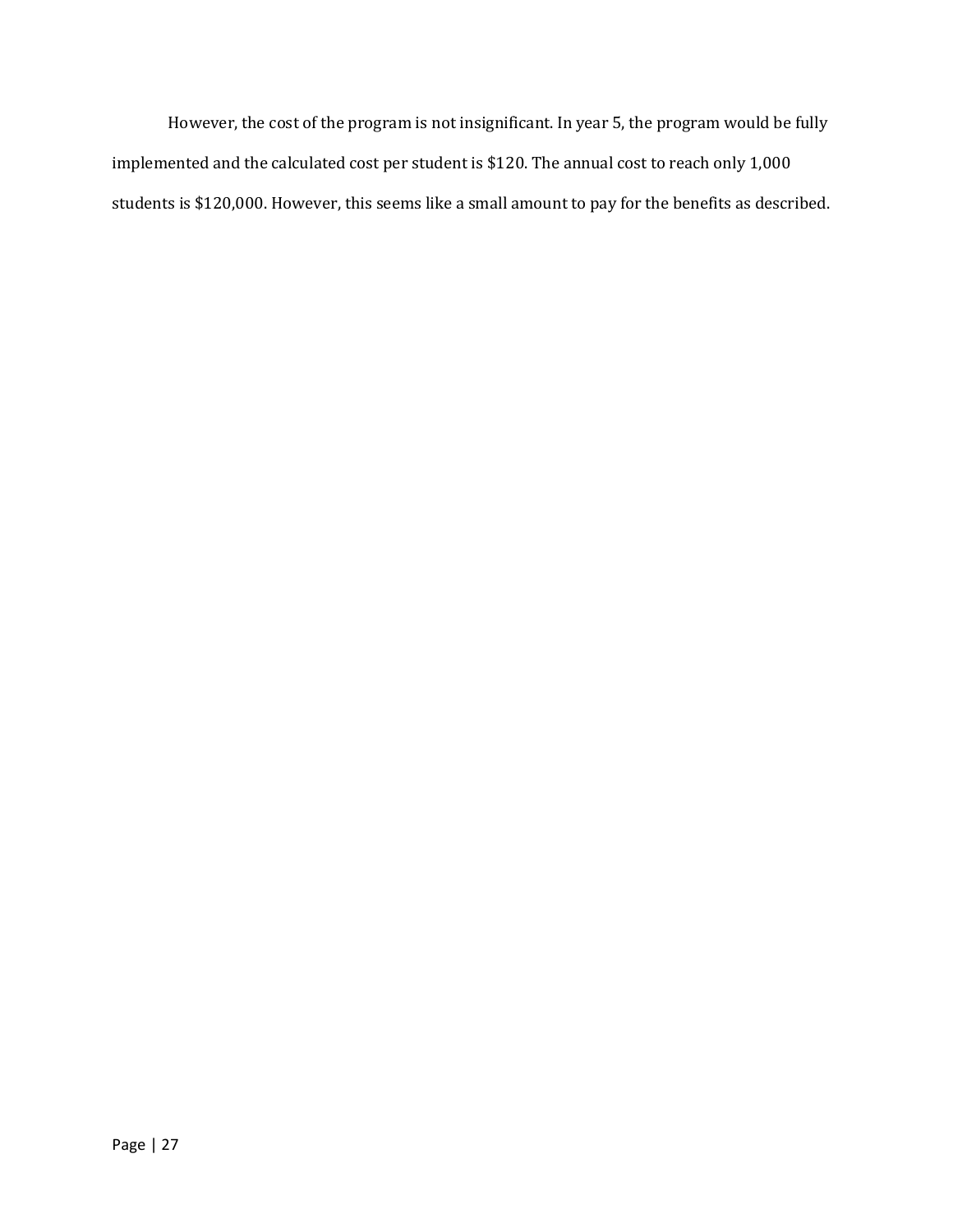However, the cost of the program is not insignificant. In year 5, the program would be fully implemented and the calculated cost per student is $120. The annual cost to reach only 1,000 students is $120,000. However, this seems like a small amount to pay for the benefits as described.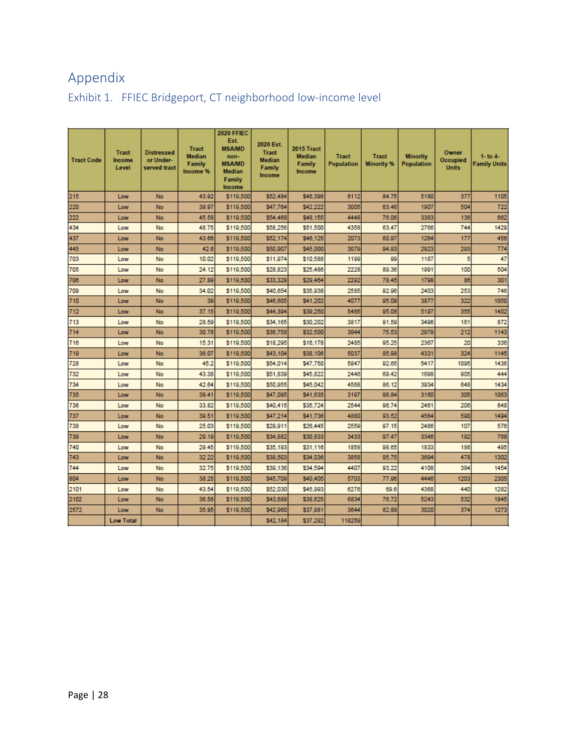# Appendix

## Exhibit 1. FFIEC Bridgeport, CT neighborhood low-income level

| Tract Code | Tract Income Level | Distressed or Under-served tract | Tract Median Family Income % | 2020 FFIEC Est. MSA/MD non-MSA/MD Median Family Income | 2020 Est. Tract Median Family Income | 2015 Tract Median Family Income | Tract Population | Tract Minority % | Minority Population | Owner Occupied Units | 1- to 4- Family Units |
|---|---|---|---|---|---|---|---|---|---|---|---|
| 215 | Low | No | 43.92 | $119,500 | $52,484 | $46,398 | 6112 | 84.75 | 5180 | 377 | 1105 |
| 220 | Low | No | 39.97 | $119,500 | $47,764 | $42,222 | 3005 | 63.46 | 1907 | 504 | 722 |
| 222 | Low | No | 45.58 | $119,500 | $54,468 | $48,155 | 4448 | 76.06 | 3383 | 136 | 662 |
| 434 | Low | No | 48.75 | $119,500 | $58,256 | $51,500 | 4358 | 63.47 | 2766 | 744 | 1429 |
| 437 | Low | No | 43.66 | $119,500 | $52,174 | $46,125 | 2073 | 60.97 | 1264 | 177 | 456 |
| 445 | Low | No | 42.6 | $119,500 | $50,907 | $45,000 | 3079 | 94.93 | 2923 | 293 | 774 |
| 703 | Low | No | 10.02 | $119,500 | $11,974 | $10,588 | 1199 | 99 | 1187 | 5 | 47 |
| 705 | Low | No | 24.12 | $119,500 | $28,823 | $25,486 | 2228 | 89.36 | 1991 | 100 | 504 |
| 706 | Low | No | 27.89 | $119,500 | $33,329 | $29,464 | 2292 | 78.45 | 1798 | 86 | 301 |
| 709 | Low | No | 34.02 | $119,500 | $40,654 | $35,938 | 2585 | 92.96 | 2403 | 253 | 746 |
| 710 | Low | No | 39 | $119,500 | $46,605 | $41,202 | 4077 | 95.09 | 3877 | 322 | 1050 |
| 712 | Low | No | 37.15 | $119,500 | $44,394 | $39,250 | 5466 | 95.08 | 5197 | 355 | 1402 |
| 713 | Low | No | 28.59 | $119,500 | $34,165 | $30,202 | 3817 | 91.59 | 3496 | 161 | 872 |
| 714 | Low | No | 30.76 | $119,500 | $36,758 | $32,500 | 3944 | 75.53 | 2979 | 212 | 1143 |
| 716 | Low | No | 15.31 | $119,500 | $18,295 | $16,178 | 2485 | 95.25 | 2367 | 20 | 336 |
| 719 | Low | No | 36.07 | $119,500 | $43,104 | $38,106 | 5037 | 85.98 | 4331 | 324 | 1145 |
| 728 | Low | No | 45.2 | $119,500 | $54,014 | $47,750 | 5847 | 92.65 | 5417 | 1095 | 1436 |
| 732 | Low | No | 43.38 | $119,500 | $51,839 | $45,822 | 2446 | 69.42 | 1698 | 905 | 444 |
| 734 | Low | No | 42.64 | $119,500 | $50,955 | $45,042 | 4568 | 86.12 | 3934 | 648 | 1434 |
| 735 | Low | No | 39.41 | $119,500 | $47,095 | $41,635 | 3197 | 98.84 | 3160 | 305 | 1063 |
| 736 | Low | No | 33.82 | $119,500 | $40,415 | $35,724 | 2544 | 96.74 | 2461 | 206 | 648 |
| 737 | Low | No | 39.51 | $119,500 | $47,214 | $41,736 | 4880 | 93.52 | 4564 | 590 | 1494 |
| 738 | Low | No | 25.03 | $119,500 | $29,911 | $26,445 | 2559 | 97.15 | 2486 | 107 | 576 |
| 739 | Low | No | 29.19 | $119,500 | $34,882 | $30,833 | 3433 | 97.47 | 3346 | 192 | 768 |
| 740 | Low | No | 29.45 | $119,500 | $35,193 | $31,116 | 1858 | 98.65 | 1833 | 186 | 495 |
| 743 | Low | No | 32.22 | $119,500 | $38,503 | $34,036 | 3858 | 95.75 | 3694 | 478 | 1302 |
| 744 | Low | No | 32.75 | $119,500 | $39,136 | $34,594 | 4407 | 93.22 | 4108 | 384 | 1454 |
| 804 | Low | No | 38.25 | $119,500 | $45,709 | $40,405 | 5703 | 77.96 | 4446 | 1203 | 2305 |
| 2101 | Low | No | 43.54 | $119,500 | $52,030 | $45,993 | 6276 | 69.6 | 4368 | 440 | 1282 |
| 2102 | Low | No | 36.56 | $119,500 | $43,689 | $38,625 | 6834 | 76.72 | 5243 | 532 | 1845 |
| 2572 | Low | No | 35.95 | $119,500 | $42,960 | $37,981 | 3644 | 82.88 | 3020 | 374 | 1273 |
| | Low Total | | | | $42,184 | $37,292 | 118259 | | | | |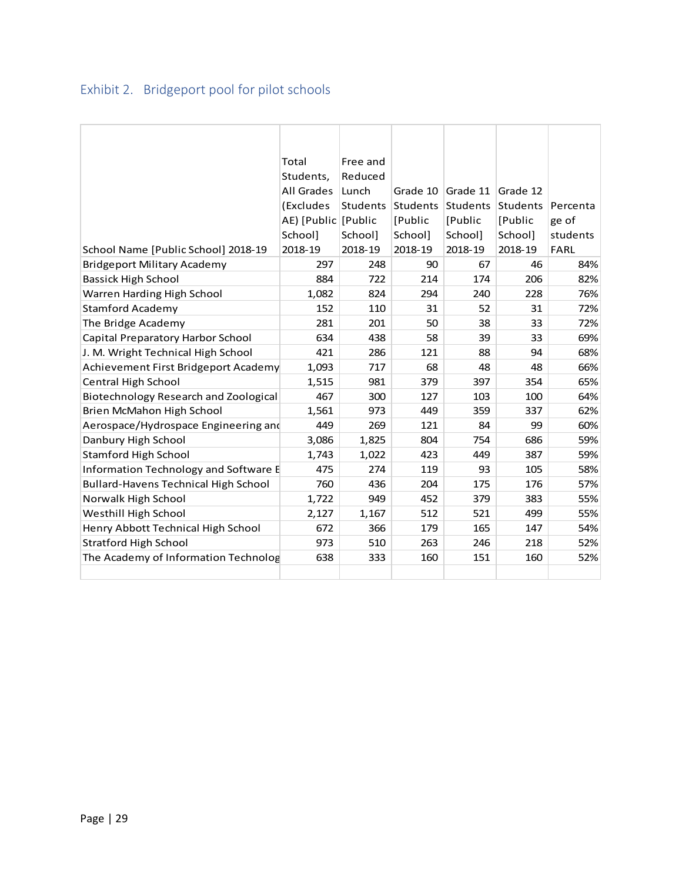## Exhibit 2. Bridgeport pool for pilot schools

| School Name [Public School] 2018-19 | Total Students, All Grades (Excludes AE) [Public School] 2018-19 | Free and Reduced Lunch Students [Public School] 2018-19 | Grade 10 Students [Public School] 2018-19 | Grade 11 Students [Public School] 2018-19 | Grade 12 Students [Public School] 2018-19 | Percentage of students FARL |
|---|---|---|---|---|---|---|
| Bridgeport Military Academy | 297 | 248 | 90 | 67 | 46 | 84% |
| Bassick High School | 884 | 722 | 214 | 174 | 206 | 82% |
| Warren Harding High School | 1,082 | 824 | 294 | 240 | 228 | 76% |
| Stamford Academy | 152 | 110 | 31 | 52 | 31 | 72% |
| The Bridge Academy | 281 | 201 | 50 | 38 | 33 | 72% |
| Capital Preparatory Harbor School | 634 | 438 | 58 | 39 | 33 | 69% |
| J. M. Wright Technical High School | 421 | 286 | 121 | 88 | 94 | 68% |
| Achievement First Bridgeport Academy | 1,093 | 717 | 68 | 48 | 48 | 66% |
| Central High School | 1,515 | 981 | 379 | 397 | 354 | 65% |
| Biotechnology Research and Zoological | 467 | 300 | 127 | 103 | 100 | 64% |
| Brien McMahon High School | 1,561 | 973 | 449 | 359 | 337 | 62% |
| Aerospace/Hydrospace Engineering and | 449 | 269 | 121 | 84 | 99 | 60% |
| Danbury High School | 3,086 | 1,825 | 804 | 754 | 686 | 59% |
| Stamford High School | 1,743 | 1,022 | 423 | 449 | 387 | 59% |
| Information Technology and Software E | 475 | 274 | 119 | 93 | 105 | 58% |
| Bullard-Havens Technical High School | 760 | 436 | 204 | 175 | 176 | 57% |
| Norwalk High School | 1,722 | 949 | 452 | 379 | 383 | 55% |
| Westhill High School | 2,127 | 1,167 | 512 | 521 | 499 | 55% |
| Henry Abbott Technical High School | 672 | 366 | 179 | 165 | 147 | 54% |
| Stratford High School | 973 | 510 | 263 | 246 | 218 | 52% |
| The Academy of Information Technolog | 638 | 333 | 160 | 151 | 160 | 52% |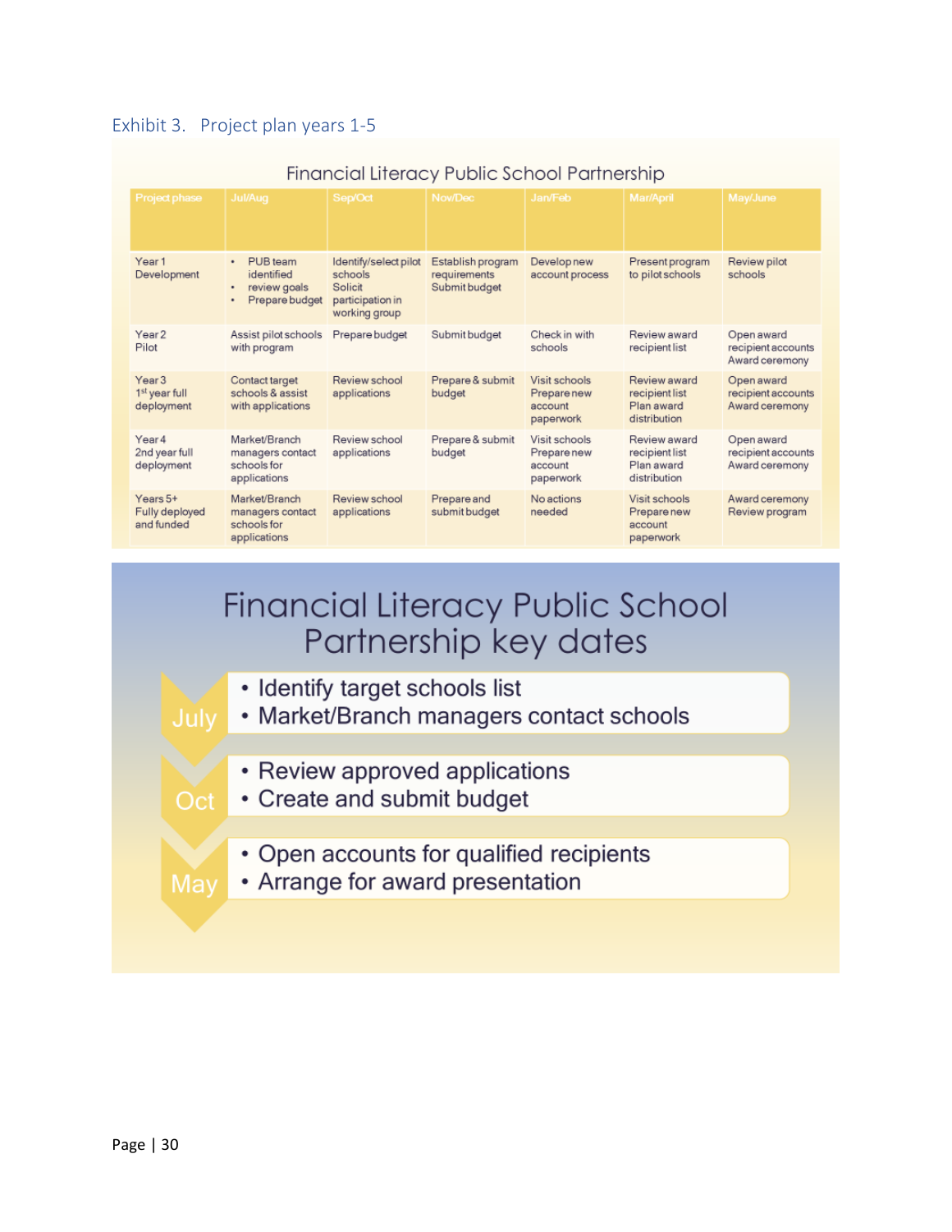### Exhibit 3. Project plan years 1-5

**Financial Literacy Public School Partnership**

| Project phase | Jul/Aug | Sep/Oct | Nov/Dec | Jan/Feb | Mar/April | May/June |
|---|---|---|---|---|---|---|
| Year 1 Development | • PUB team identified • review goals • Prepare budget | Identify/select pilot schools Solicit participation in working group | Establish program requirements Submit budget | Develop new account process | Present program to pilot schools | Review pilot schools |
| Year 2 Pilot | Assist pilot schools with program | Prepare budget | Submit budget | Check in with schools | Review award recipient list | Open award recipient accounts Award ceremony |
| Year 3 1st year full deployment | Contact target schools & assist with applications | Review school applications | Prepare & submit budget | Visit schools Prepare new account paperwork | Review award recipient list Plan award distribution | Open award recipient accounts Award ceremony |
| Year 4 2nd year full deployment | Market/Branch managers contact schools for applications | Review school applications | Prepare & submit budget | Visit schools Prepare new account paperwork | Review award recipient list Plan award distribution | Open award recipient accounts Award ceremony |
| Years 5+ Fully deployed and funded | Market/Branch managers contact schools for applications | Review school applications | Prepare and submit budget | No actions needed | Visit schools Prepare new account paperwork | Award ceremony Review program |

**Financial Literacy Public School Partnership key dates**

**July**
- Identify target schools list
- Market/Branch managers contact schools

**Oct**
- Review approved applications
- Create and submit budget

**May**
- Open accounts for qualified recipients
- Arrange for award presentation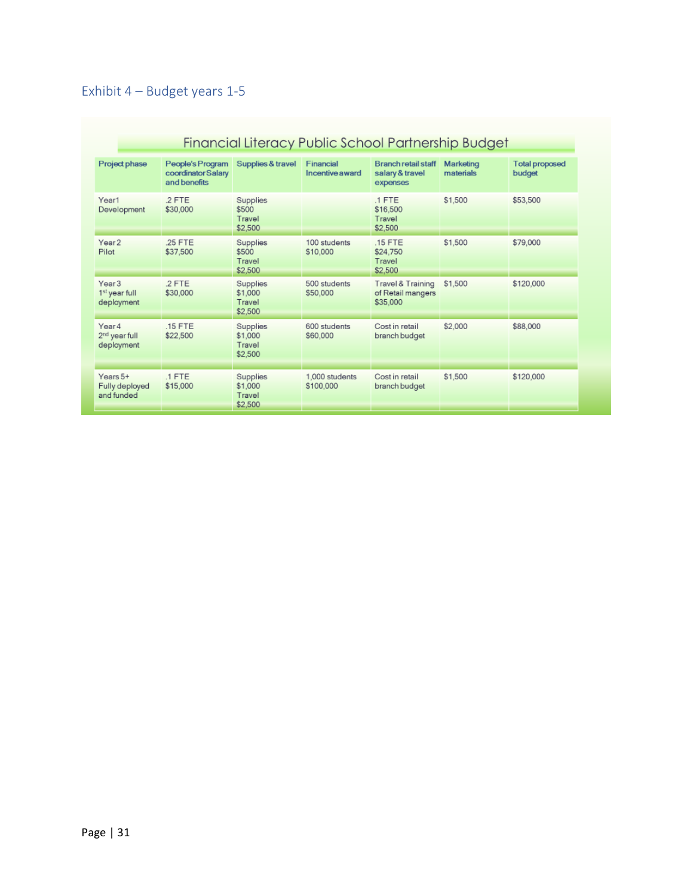## Exhibit 4 – Budget years 1-5

**Financial Literacy Public School Partnership Budget**

| Project phase | People's Program coordinator Salary and benefits | Supplies & travel | Financial Incentive award | Branch retail staff salary & travel expenses | Marketing materials | Total proposed budget |
|---|---|---|---|---|---|---|
| Year1 Development | .2 FTE $30,000 | Supplies $500 Travel $2,500 | | .1 FTE $16,500 Travel $2,500 | $1,500 | $53,500 |
| Year 2 Pilot | .25 FTE $37,500 | Supplies $500 Travel $2,500 | 100 students $10,000 | .15 FTE $24,750 Travel $2,500 | $1,500 | $79,000 |
| Year 3 1st year full deployment | .2 FTE $30,000 | Supplies $1,000 Travel $2,500 | 500 students $50,000 | Travel & Training of Retail mangers $35,000 | $1,500 | $120,000 |
| Year 4 2nd year full deployment | .15 FTE $22,500 | Supplies $1,000 Travel $2,500 | 600 students $60,000 | Cost in retail branch budget | $2,000 | $88,000 |
| Years 5+ Fully deployed and funded | .1 FTE $15,000 | Supplies $1,000 Travel $2,500 | 1,000 students $100,000 | Cost in retail branch budget | $1,500 | $120,000 |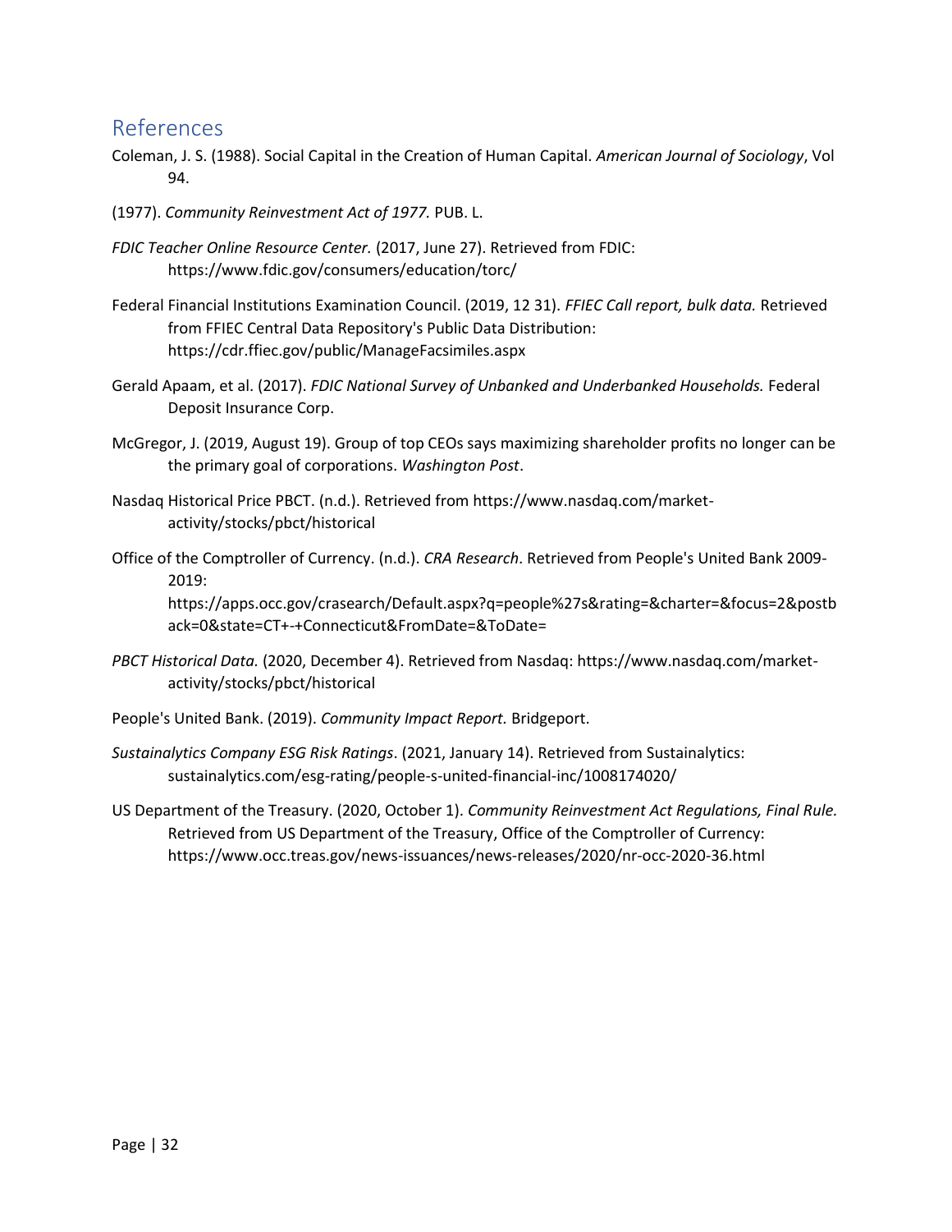## References

Coleman, J. S. (1988). Social Capital in the Creation of Human Capital. *American Journal of Sociology*, Vol 94.

(1977). *Community Reinvestment Act of 1977.* PUB. L.

*FDIC Teacher Online Resource Center.* (2017, June 27). Retrieved from FDIC: https://www.fdic.gov/consumers/education/torc/

Federal Financial Institutions Examination Council. (2019, 12 31). *FFIEC Call report, bulk data.* Retrieved from FFIEC Central Data Repository's Public Data Distribution: https://cdr.ffiec.gov/public/ManageFacsimiles.aspx

Gerald Apaam, et al. (2017). *FDIC National Survey of Unbanked and Underbanked Households.* Federal Deposit Insurance Corp.

McGregor, J. (2019, August 19). Group of top CEOs says maximizing shareholder profits no longer can be the primary goal of corporations. *Washington Post*.

Nasdaq Historical Price PBCT. (n.d.). Retrieved from https://www.nasdaq.com/market-activity/stocks/pbct/historical

Office of the Comptroller of Currency. (n.d.). *CRA Research*. Retrieved from People's United Bank 2009-2019: https://apps.occ.gov/crasearch/Default.aspx?q=people%27s&rating=&charter=&focus=2&postback=0&state=CT+-+Connecticut&FromDate=&ToDate=

*PBCT Historical Data.* (2020, December 4). Retrieved from Nasdaq: https://www.nasdaq.com/market-activity/stocks/pbct/historical

People's United Bank. (2019). *Community Impact Report.* Bridgeport.

*Sustainalytics Company ESG Risk Ratings*. (2021, January 14). Retrieved from Sustainalytics: sustainalytics.com/esg-rating/people-s-united-financial-inc/1008174020/

US Department of the Treasury. (2020, October 1). *Community Reinvestment Act Regulations, Final Rule.* Retrieved from US Department of the Treasury, Office of the Comptroller of Currency: https://www.occ.treas.gov/news-issuances/news-releases/2020/nr-occ-2020-36.html